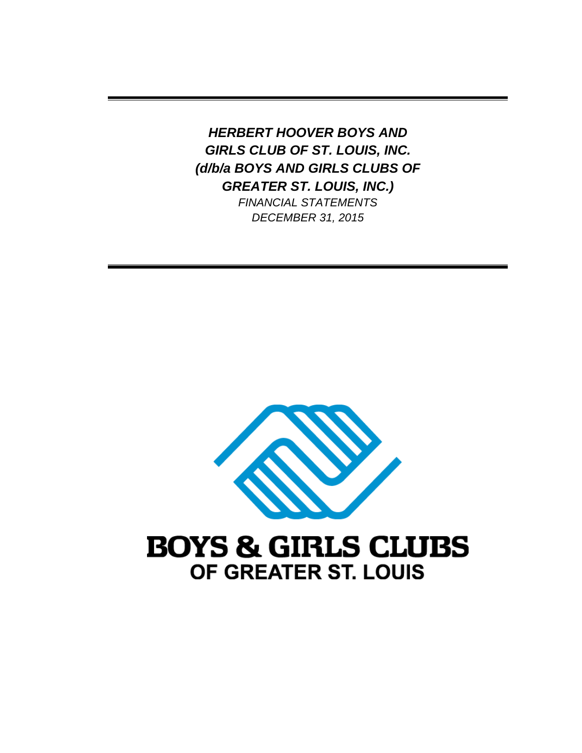# *HERBERT HOOVER BOYS AND GIRLS CLUB OF ST. LOUIS, INC. (d/b/a BOYS AND GIRLS CLUBS OF GREATER ST. LOUIS, INC.)*

*FINANCIAL STATEMENTS*

*DECEMBER 31, 2015*

BOYS & GIRLS CLUBS
OF GREATER ST. LOUIS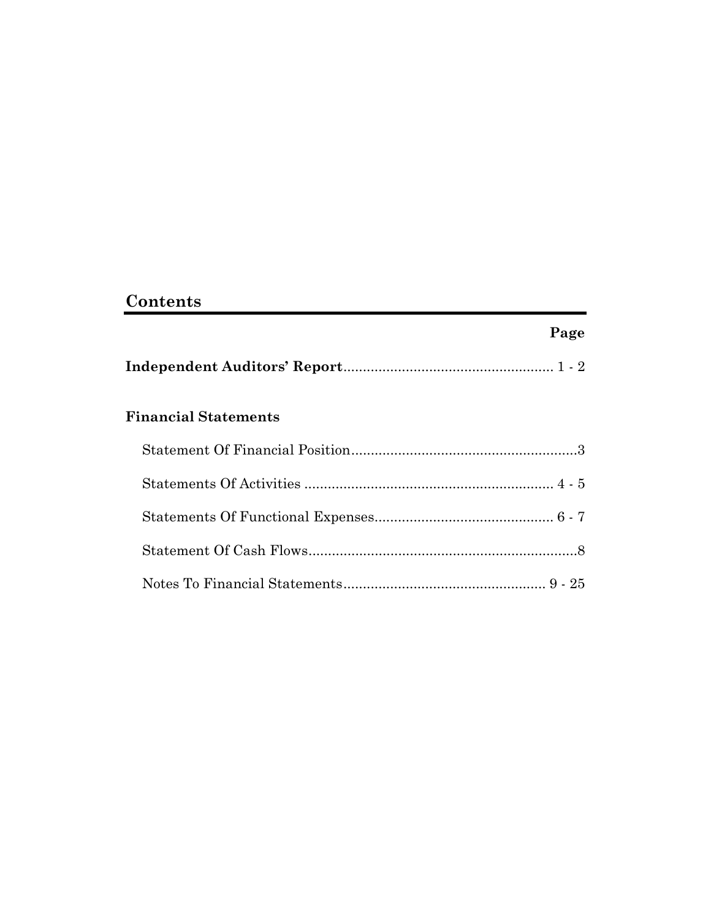## Contents

| | Page |
|---|---|
| **Independent Auditors' Report** | 1 - 2 |
| **Financial Statements** | |
| Statement Of Financial Position | 3 |
| Statements Of Activities | 4 - 5 |
| Statements Of Functional Expenses | 6 - 7 |
| Statement Of Cash Flows | 8 |
| Notes To Financial Statements | 9 - 25 |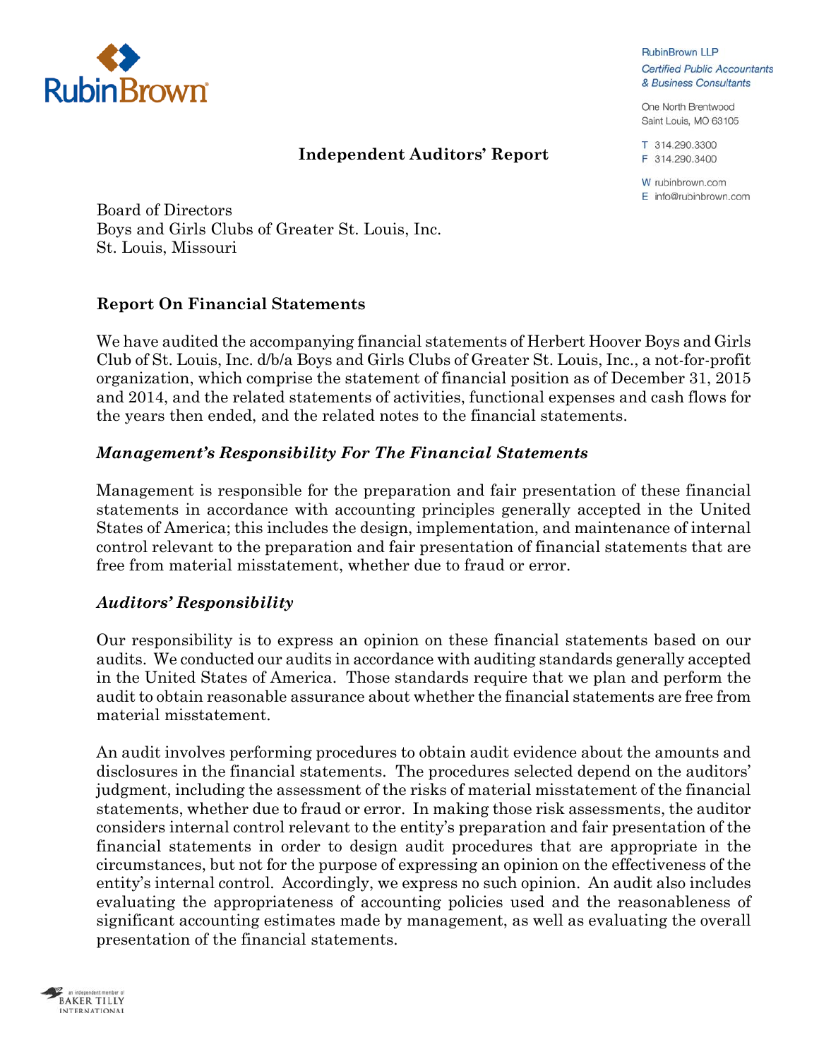RubinBrown LLP
*Certified Public Accountants*
*& Business Consultants*

One North Brentwood
Saint Louis, MO 63105

T 314.290.3300
F 314.290.3400

W rubinbrown.com
E info@rubinbrown.com

# Independent Auditors' Report

Board of Directors
Boys and Girls Clubs of Greater St. Louis, Inc.
St. Louis, Missouri

## Report On Financial Statements

We have audited the accompanying financial statements of Herbert Hoover Boys and Girls Club of St. Louis, Inc. d/b/a Boys and Girls Clubs of Greater St. Louis, Inc., a not-for-profit organization, which comprise the statement of financial position as of December 31, 2015 and 2014, and the related statements of activities, functional expenses and cash flows for the years then ended, and the related notes to the financial statements.

### *Management's Responsibility For The Financial Statements*

Management is responsible for the preparation and fair presentation of these financial statements in accordance with accounting principles generally accepted in the United States of America; this includes the design, implementation, and maintenance of internal control relevant to the preparation and fair presentation of financial statements that are free from material misstatement, whether due to fraud or error.

### *Auditors' Responsibility*

Our responsibility is to express an opinion on these financial statements based on our audits. We conducted our audits in accordance with auditing standards generally accepted in the United States of America. Those standards require that we plan and perform the audit to obtain reasonable assurance about whether the financial statements are free from material misstatement.

An audit involves performing procedures to obtain audit evidence about the amounts and disclosures in the financial statements. The procedures selected depend on the auditors' judgment, including the assessment of the risks of material misstatement of the financial statements, whether due to fraud or error. In making those risk assessments, the auditor considers internal control relevant to the entity's preparation and fair presentation of the financial statements in order to design audit procedures that are appropriate in the circumstances, but not for the purpose of expressing an opinion on the effectiveness of the entity's internal control. Accordingly, we express no such opinion. An audit also includes evaluating the appropriateness of accounting policies used and the reasonableness of significant accounting estimates made by management, as well as evaluating the overall presentation of the financial statements.

an independent member of BAKER TILLY INTERNATIONAL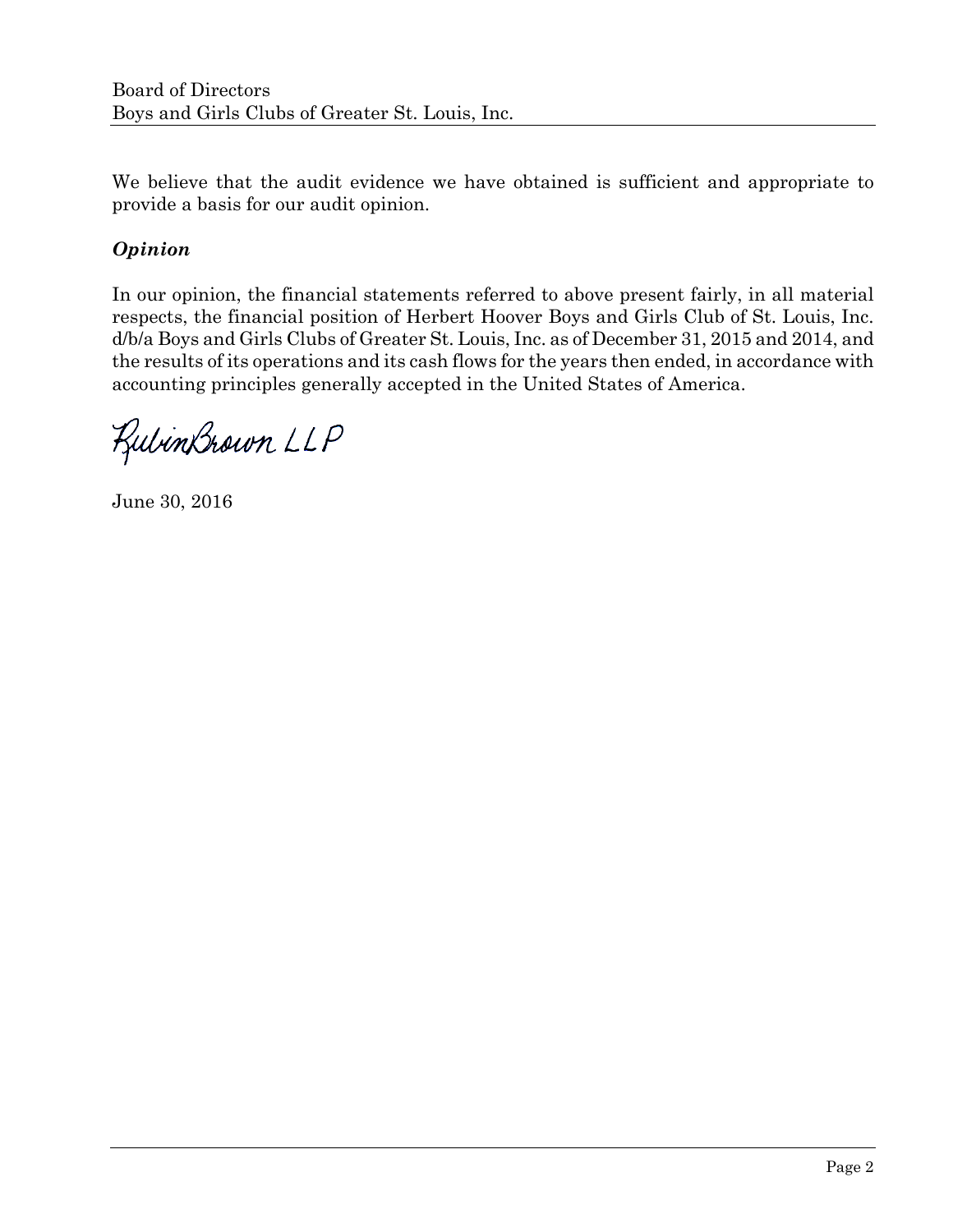We believe that the audit evidence we have obtained is sufficient and appropriate to provide a basis for our audit opinion.

### *Opinion*

In our opinion, the financial statements referred to above present fairly, in all material respects, the financial position of Herbert Hoover Boys and Girls Club of St. Louis, Inc. d/b/a Boys and Girls Clubs of Greater St. Louis, Inc. as of December 31, 2015 and 2014, and the results of its operations and its cash flows for the years then ended, in accordance with accounting principles generally accepted in the United States of America.

RubinBrown LLP

June 30, 2016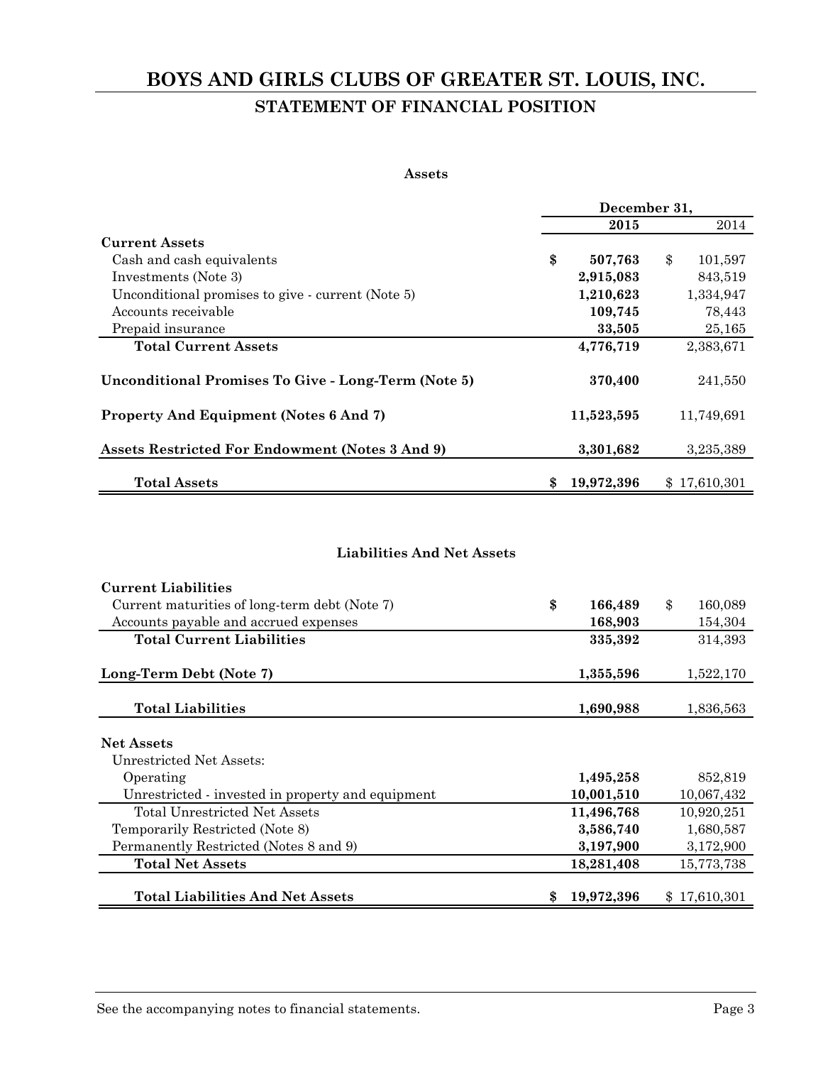# BOYS AND GIRLS CLUBS OF GREATER ST. LOUIS, INC.

## STATEMENT OF FINANCIAL POSITION

### Assets

| | December 31, 2015 | December 31, 2014 |
|---|---|---|
| **Current Assets** | | |
| Cash and cash equivalents | **$ 507,763** | $ 101,597 |
| Investments (Note 3) | **2,915,083** | 843,519 |
| Unconditional promises to give - current (Note 5) | **1,210,623** | 1,334,947 |
| Accounts receivable | **109,745** | 78,443 |
| Prepaid insurance | **33,505** | 25,165 |
| **Total Current Assets** | **4,776,719** | 2,383,671 |
| **Unconditional Promises To Give - Long-Term (Note 5)** | **370,400** | 241,550 |
| **Property And Equipment (Notes 6 And 7)** | **11,523,595** | 11,749,691 |
| **Assets Restricted For Endowment (Notes 3 And 9)** | **3,301,682** | 3,235,389 |
| **Total Assets** | **$ 19,972,396** | $ 17,610,301 |

### Liabilities And Net Assets

| | December 31, 2015 | December 31, 2014 |
|---|---|---|
| **Current Liabilities** | | |
| Current maturities of long-term debt (Note 7) | **$ 166,489** | $ 160,089 |
| Accounts payable and accrued expenses | **168,903** | 154,304 |
| **Total Current Liabilities** | **335,392** | 314,393 |
| **Long-Term Debt (Note 7)** | **1,355,596** | 1,522,170 |
| **Total Liabilities** | **1,690,988** | 1,836,563 |
| **Net Assets** | | |
| Unrestricted Net Assets: | | |
| Operating | **1,495,258** | 852,819 |
| Unrestricted - invested in property and equipment | **10,001,510** | 10,067,432 |
| Total Unrestricted Net Assets | **11,496,768** | 10,920,251 |
| Temporarily Restricted (Note 8) | **3,586,740** | 1,680,587 |
| Permanently Restricted (Notes 8 and 9) | **3,197,900** | 3,172,900 |
| **Total Net Assets** | **18,281,408** | 15,773,738 |
| **Total Liabilities And Net Assets** | **$ 19,972,396** | $ 17,610,301 |

See the accompanying notes to financial statements.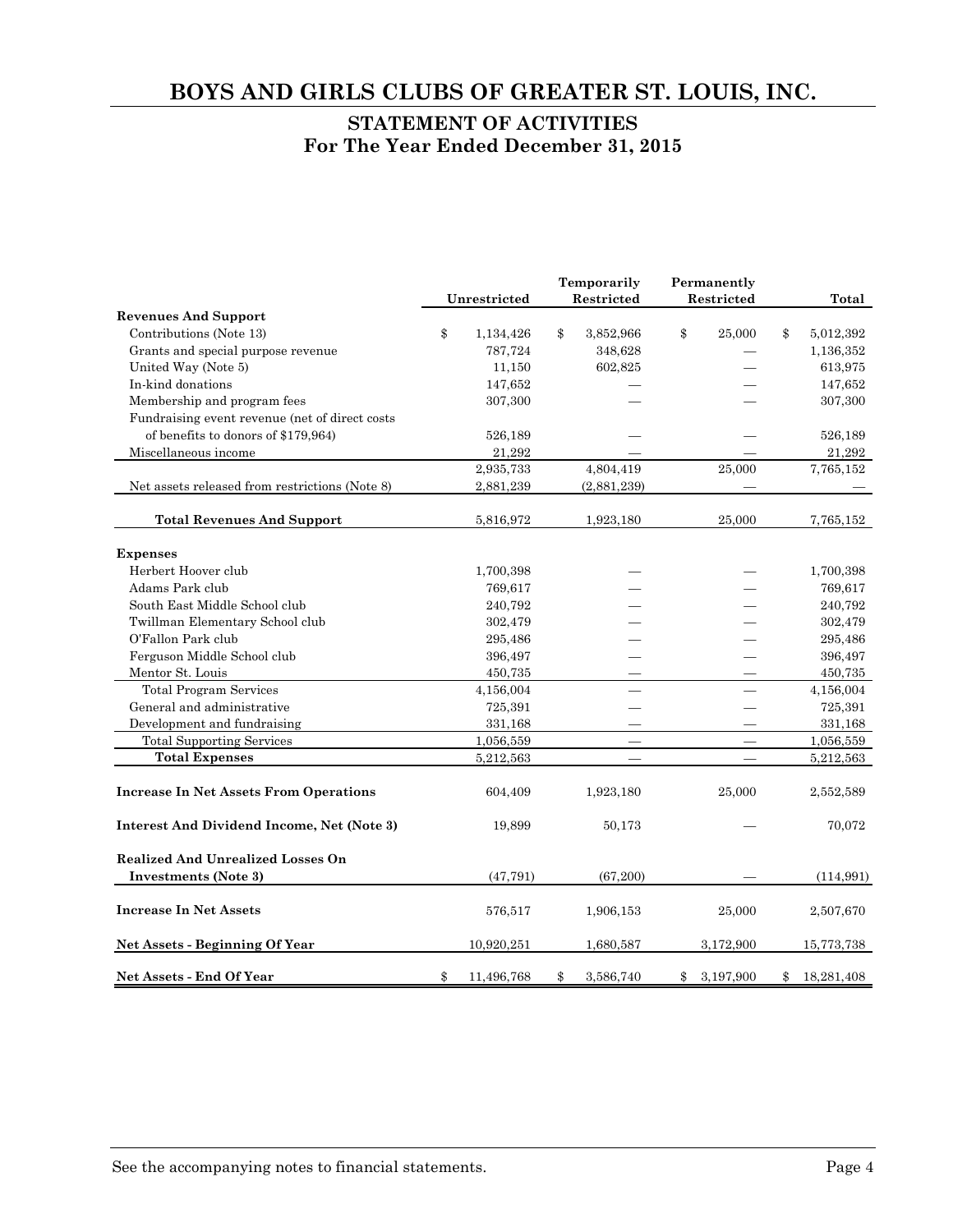# BOYS AND GIRLS CLUBS OF GREATER ST. LOUIS, INC.

## STATEMENT OF ACTIVITIES
## For The Year Ended December 31, 2015

| | Unrestricted | Temporarily Restricted | Permanently Restricted | Total |
|---|---|---|---|---|
| **Revenues And Support** | | | | |
| Contributions (Note 13) | $ 1,134,426 | $ 3,852,966 | $ 25,000 | $ 5,012,392 |
| Grants and special purpose revenue | 787,724 | 348,628 | — | 1,136,352 |
| United Way (Note 5) | 11,150 | 602,825 | — | 613,975 |
| In-kind donations | 147,652 | — | — | 147,652 |
| Membership and program fees | 307,300 | — | — | 307,300 |
| Fundraising event revenue (net of direct costs of benefits to donors of $179,964) | 526,189 | — | — | 526,189 |
| Miscellaneous income | 21,292 | — | — | 21,292 |
| | 2,935,733 | 4,804,419 | 25,000 | 7,765,152 |
| Net assets released from restrictions (Note 8) | 2,881,239 | (2,881,239) | — | — |
| **Total Revenues And Support** | 5,816,972 | 1,923,180 | 25,000 | 7,765,152 |
| **Expenses** | | | | |
| Herbert Hoover club | 1,700,398 | — | — | 1,700,398 |
| Adams Park club | 769,617 | — | — | 769,617 |
| South East Middle School club | 240,792 | — | — | 240,792 |
| Twillman Elementary School club | 302,479 | — | — | 302,479 |
| O'Fallon Park club | 295,486 | — | — | 295,486 |
| Ferguson Middle School club | 396,497 | — | — | 396,497 |
| Mentor St. Louis | 450,735 | — | — | 450,735 |
| Total Program Services | 4,156,004 | — | — | 4,156,004 |
| General and administrative | 725,391 | — | — | 725,391 |
| Development and fundraising | 331,168 | — | — | 331,168 |
| Total Supporting Services | 1,056,559 | — | — | 1,056,559 |
| **Total Expenses** | 5,212,563 | — | — | 5,212,563 |
| **Increase In Net Assets From Operations** | 604,409 | 1,923,180 | 25,000 | 2,552,589 |
| **Interest And Dividend Income, Net (Note 3)** | 19,899 | 50,173 | — | 70,072 |
| **Realized And Unrealized Losses On Investments (Note 3)** | (47,791) | (67,200) | — | (114,991) |
| **Increase In Net Assets** | 576,517 | 1,906,153 | 25,000 | 2,507,670 |
| **Net Assets - Beginning Of Year** | 10,920,251 | 1,680,587 | 3,172,900 | 15,773,738 |
| **Net Assets - End Of Year** | $ 11,496,768 | $ 3,586,740 | $ 3,197,900 | $ 18,281,408 |

See the accompanying notes to financial statements.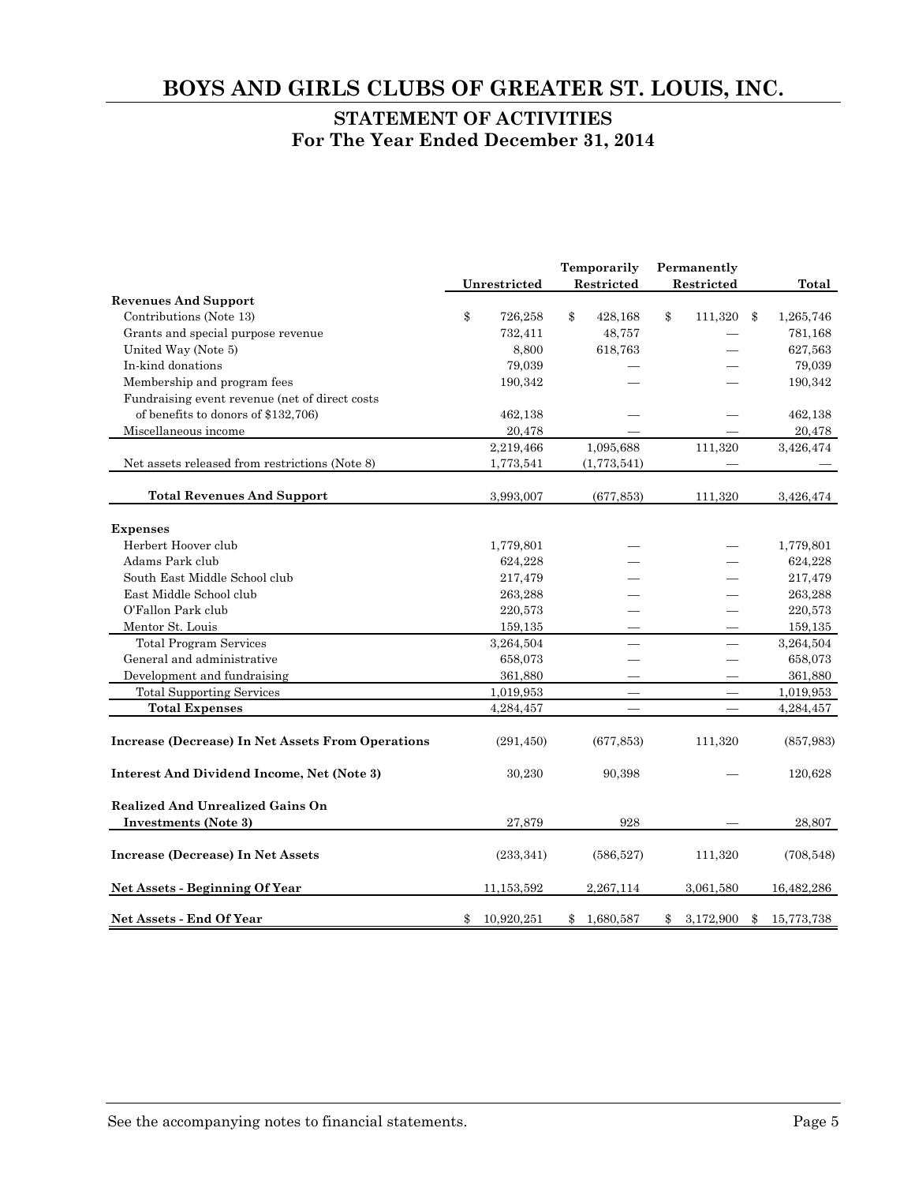# BOYS AND GIRLS CLUBS OF GREATER ST. LOUIS, INC.

## STATEMENT OF ACTIVITIES
## For The Year Ended December 31, 2014

| | Unrestricted | Temporarily Restricted | Permanently Restricted | Total |
|---|---|---|---|---|
| **Revenues And Support** | | | | |
| Contributions (Note 13) | $ 726,258 | $ 428,168 | $ 111,320 | $ 1,265,746 |
| Grants and special purpose revenue | 732,411 | 48,757 | — | 781,168 |
| United Way (Note 5) | 8,800 | 618,763 | — | 627,563 |
| In-kind donations | 79,039 | — | — | 79,039 |
| Membership and program fees | 190,342 | — | — | 190,342 |
| Fundraising event revenue (net of direct costs of benefits to donors of $132,706) | 462,138 | — | — | 462,138 |
| Miscellaneous income | 20,478 | — | — | 20,478 |
| | 2,219,466 | 1,095,688 | 111,320 | 3,426,474 |
| Net assets released from restrictions (Note 8) | 1,773,541 | (1,773,541) | — | — |
| **Total Revenues And Support** | 3,993,007 | (677,853) | 111,320 | 3,426,474 |
| **Expenses** | | | | |
| Herbert Hoover club | 1,779,801 | — | — | 1,779,801 |
| Adams Park club | 624,228 | — | — | 624,228 |
| South East Middle School club | 217,479 | — | — | 217,479 |
| East Middle School club | 263,288 | — | — | 263,288 |
| O'Fallon Park club | 220,573 | — | — | 220,573 |
| Mentor St. Louis | 159,135 | — | — | 159,135 |
| Total Program Services | 3,264,504 | — | — | 3,264,504 |
| General and administrative | 658,073 | — | — | 658,073 |
| Development and fundraising | 361,880 | — | — | 361,880 |
| Total Supporting Services | 1,019,953 | — | — | 1,019,953 |
| **Total Expenses** | 4,284,457 | — | — | 4,284,457 |
| **Increase (Decrease) In Net Assets From Operations** | (291,450) | (677,853) | 111,320 | (857,983) |
| **Interest And Dividend Income, Net (Note 3)** | 30,230 | 90,398 | — | 120,628 |
| **Realized And Unrealized Gains On Investments (Note 3)** | 27,879 | 928 | — | 28,807 |
| **Increase (Decrease) In Net Assets** | (233,341) | (586,527) | 111,320 | (708,548) |
| **Net Assets - Beginning Of Year** | 11,153,592 | 2,267,114 | 3,061,580 | 16,482,286 |
| **Net Assets - End Of Year** | $ 10,920,251 | $ 1,680,587 | $ 3,172,900 | $ 15,773,738 |

See the accompanying notes to financial statements.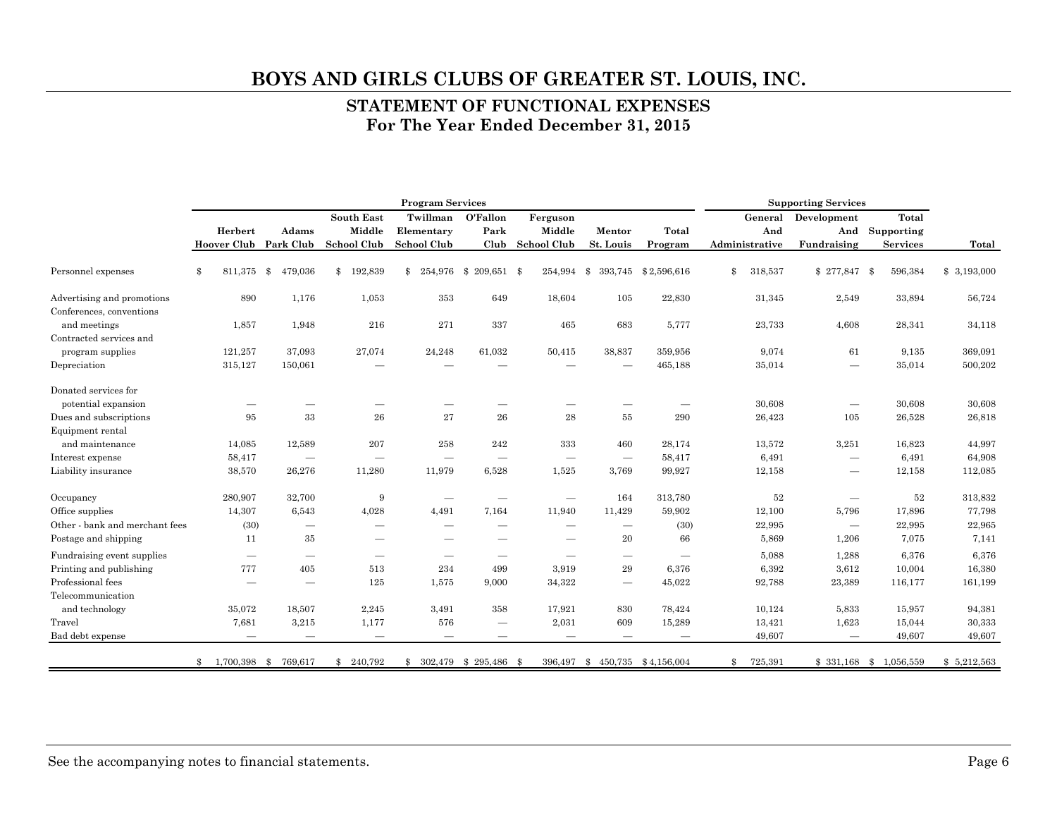# BOYS AND GIRLS CLUBS OF GREATER ST. LOUIS, INC.

## STATEMENT OF FUNCTIONAL EXPENSES
## For The Year Ended December 31, 2015

| | Program Services | | | | | | | | Supporting Services | | | |
|---|---|---|---|---|---|---|---|---|---|---|---|---|
| | Herbert Hoover Club | Adams Park Club | South East Middle School Club | Twillman Elementary School Club | O'Fallon Park Club | Ferguson Middle School Club | Mentor St. Louis | Total Program | General And Administrative | Development And Fundraising | Total Supporting Services | Total |
| Personnel expenses | $ 811,375 | $ 479,036 | $ 192,839 | $ 254,976 | $ 209,651 | $ 254,994 | $ 393,745 | $ 2,596,616 | $ 318,537 | $ 277,847 | $ 596,384 | $ 3,193,000 |
| Advertising and promotions | 890 | 1,176 | 1,053 | 353 | 649 | 18,604 | 105 | 22,830 | 31,345 | 2,549 | 33,894 | 56,724 |
| Conferences, conventions and meetings | 1,857 | 1,948 | 216 | 271 | 337 | 465 | 683 | 5,777 | 23,733 | 4,608 | 28,341 | 34,118 |
| Contracted services and program supplies | 121,257 | 37,093 | 27,074 | 24,248 | 61,032 | 50,415 | 38,837 | 359,956 | 9,074 | 61 | 9,135 | 369,091 |
| Depreciation | 315,127 | 150,061 | — | — | — | — | — | 465,188 | 35,014 | — | 35,014 | 500,202 |
| Donated services for potential expansion | — | — | — | — | — | — | — | — | 30,608 | — | 30,608 | 30,608 |
| Dues and subscriptions | 95 | 33 | 26 | 27 | 26 | 28 | 55 | 290 | 26,423 | 105 | 26,528 | 26,818 |
| Equipment rental and maintenance | 14,085 | 12,589 | 207 | 258 | 242 | 333 | 460 | 28,174 | 13,572 | 3,251 | 16,823 | 44,997 |
| Interest expense | 58,417 | — | — | — | — | — | — | 58,417 | 6,491 | — | 6,491 | 64,908 |
| Liability insurance | 38,570 | 26,276 | 11,280 | 11,979 | 6,528 | 1,525 | 3,769 | 99,927 | 12,158 | — | 12,158 | 112,085 |
| Occupancy | 280,907 | 32,700 | 9 | — | — | — | 164 | 313,780 | 52 | — | 52 | 313,832 |
| Office supplies | 14,307 | 6,543 | 4,028 | 4,491 | 7,164 | 11,940 | 11,429 | 59,902 | 12,100 | 5,796 | 17,896 | 77,798 |
| Other - bank and merchant fees | (30) | — | — | — | — | — | — | (30) | 22,995 | — | 22,995 | 22,965 |
| Postage and shipping | 11 | 35 | — | — | — | — | 20 | 66 | 5,869 | 1,206 | 7,075 | 7,141 |
| Fundraising event supplies | — | — | — | — | — | — | — | — | 5,088 | 1,288 | 6,376 | 6,376 |
| Printing and publishing | 777 | 405 | 513 | 234 | 499 | 3,919 | 29 | 6,376 | 6,392 | 3,612 | 10,004 | 16,380 |
| Professional fees | — | — | 125 | 1,575 | 9,000 | 34,322 | — | 45,022 | 92,788 | 23,389 | 116,177 | 161,199 |
| Telecommunication and technology | 35,072 | 18,507 | 2,245 | 3,491 | 358 | 17,921 | 830 | 78,424 | 10,124 | 5,833 | 15,957 | 94,381 |
| Travel | 7,681 | 3,215 | 1,177 | 576 | — | 2,031 | 609 | 15,289 | 13,421 | 1,623 | 15,044 | 30,333 |
| Bad debt expense | — | — | — | — | — | — | — | — | 49,607 | — | 49,607 | 49,607 |
| | $ 1,700,398 | $ 769,617 | $ 240,792 | $ 302,479 | $ 295,486 | $ 396,497 | $ 450,735 | $ 4,156,004 | $ 725,391 | $ 331,168 | $ 1,056,559 | $ 5,212,563 |

See the accompanying notes to financial statements.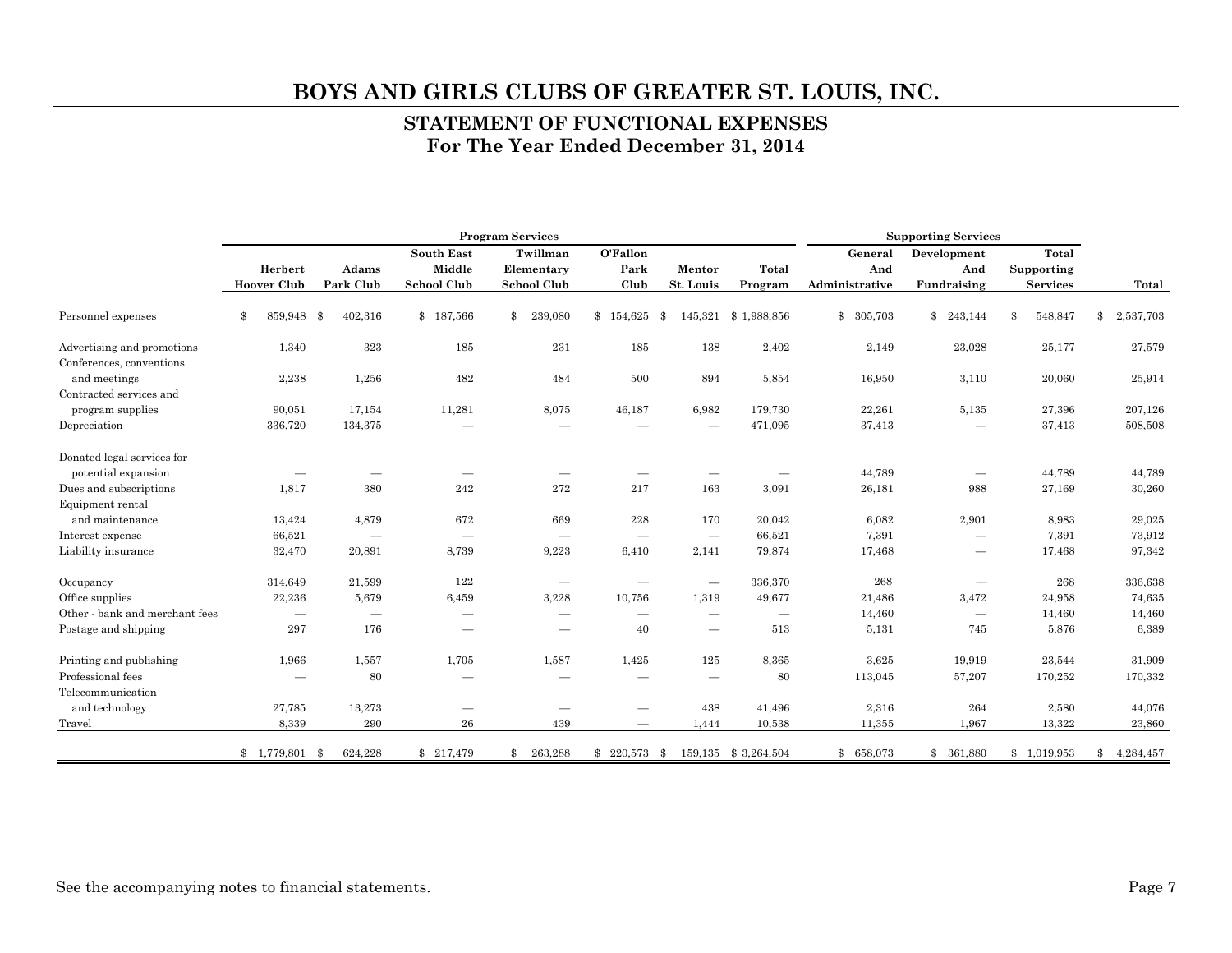# BOYS AND GIRLS CLUBS OF GREATER ST. LOUIS, INC.

## STATEMENT OF FUNCTIONAL EXPENSES
## For The Year Ended December 31, 2014

| | Program Services | | | | | | | Supporting Services | | | |
|---|---|---|---|---|---|---|---|---|---|---|---|
| | Herbert Hoover Club | Adams Park Club | South East Middle School Club | Twillman Elementary School Club | O'Fallon Park Club | Mentor St. Louis | Total Program | General And Administrative | Development And Fundraising | Total Supporting Services | Total |
| Personnel expenses | $ 859,948 | $ 402,316 | $ 187,566 | $ 239,080 | $ 154,625 | $ 145,321 | $ 1,988,856 | $ 305,703 | $ 243,144 | $ 548,847 | $ 2,537,703 |
| Advertising and promotions | 1,340 | 323 | 185 | 231 | 185 | 138 | 2,402 | 2,149 | 23,028 | 25,177 | 27,579 |
| Conferences, conventions and meetings | 2,238 | 1,256 | 482 | 484 | 500 | 894 | 5,854 | 16,950 | 3,110 | 20,060 | 25,914 |
| Contracted services and program supplies | 90,051 | 17,154 | 11,281 | 8,075 | 46,187 | 6,982 | 179,730 | 22,261 | 5,135 | 27,396 | 207,126 |
| Depreciation | 336,720 | 134,375 | — | — | — | — | 471,095 | 37,413 | — | 37,413 | 508,508 |
| Donated legal services for potential expansion | — | — | — | — | — | — | — | 44,789 | — | 44,789 | 44,789 |
| Dues and subscriptions | 1,817 | 380 | 242 | 272 | 217 | 163 | 3,091 | 26,181 | 988 | 27,169 | 30,260 |
| Equipment rental and maintenance | 13,424 | 4,879 | 672 | 669 | 228 | 170 | 20,042 | 6,082 | 2,901 | 8,983 | 29,025 |
| Interest expense | 66,521 | — | — | — | — | — | 66,521 | 7,391 | — | 7,391 | 73,912 |
| Liability insurance | 32,470 | 20,891 | 8,739 | 9,223 | 6,410 | 2,141 | 79,874 | 17,468 | — | 17,468 | 97,342 |
| Occupancy | 314,649 | 21,599 | 122 | — | — | — | 336,370 | 268 | — | 268 | 336,638 |
| Office supplies | 22,236 | 5,679 | 6,459 | 3,228 | 10,756 | 1,319 | 49,677 | 21,486 | 3,472 | 24,958 | 74,635 |
| Other - bank and merchant fees | — | — | — | — | — | — | — | 14,460 | — | 14,460 | 14,460 |
| Postage and shipping | 297 | 176 | — | — | 40 | — | 513 | 5,131 | 745 | 5,876 | 6,389 |
| Printing and publishing | 1,966 | 1,557 | 1,705 | 1,587 | 1,425 | 125 | 8,365 | 3,625 | 19,919 | 23,544 | 31,909 |
| Professional fees | — | 80 | — | — | — | — | 80 | 113,045 | 57,207 | 170,252 | 170,332 |
| Telecommunication and technology | 27,785 | 13,273 | — | — | — | 438 | 41,496 | 2,316 | 264 | 2,580 | 44,076 |
| Travel | 8,339 | 290 | 26 | 439 | — | 1,444 | 10,538 | 11,355 | 1,967 | 13,322 | 23,860 |
| | $ 1,779,801 | $ 624,228 | $ 217,479 | $ 263,288 | $ 220,573 | $ 159,135 | $ 3,264,504 | $ 658,073 | $ 361,880 | $ 1,019,953 | $ 4,284,457 |

See the accompanying notes to financial statements.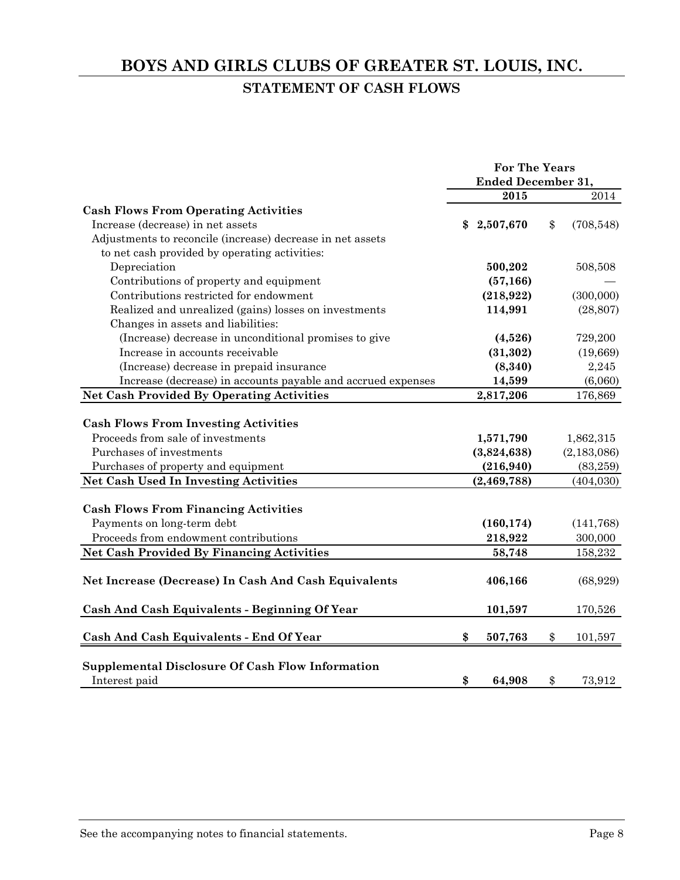# BOYS AND GIRLS CLUBS OF GREATER ST. LOUIS, INC.

## STATEMENT OF CASH FLOWS

| | For The Years Ended December 31, | |
|---|---|---|
| | **2015** | 2014 |
| **Cash Flows From Operating Activities** | | |
| Increase (decrease) in net assets | **$ 2,507,670** | $ (708,548) |
| Adjustments to reconcile (increase) decrease in net assets to net cash provided by operating activities: | | |
| Depreciation | **500,202** | 508,508 |
| Contributions of property and equipment | **(57,166)** | — |
| Contributions restricted for endowment | **(218,922)** | (300,000) |
| Realized and unrealized (gains) losses on investments | **114,991** | (28,807) |
| Changes in assets and liabilities: | | |
| (Increase) decrease in unconditional promises to give | **(4,526)** | 729,200 |
| Increase in accounts receivable | **(31,302)** | (19,669) |
| (Increase) decrease in prepaid insurance | **(8,340)** | 2,245 |
| Increase (decrease) in accounts payable and accrued expenses | **14,599** | (6,060) |
| **Net Cash Provided By Operating Activities** | **2,817,206** | 176,869 |
| **Cash Flows From Investing Activities** | | |
| Proceeds from sale of investments | **1,571,790** | 1,862,315 |
| Purchases of investments | **(3,824,638)** | (2,183,086) |
| Purchases of property and equipment | **(216,940)** | (83,259) |
| **Net Cash Used In Investing Activities** | **(2,469,788)** | (404,030) |
| **Cash Flows From Financing Activities** | | |
| Payments on long-term debt | **(160,174)** | (141,768) |
| Proceeds from endowment contributions | **218,922** | 300,000 |
| **Net Cash Provided By Financing Activities** | **58,748** | 158,232 |
| **Net Increase (Decrease) In Cash And Cash Equivalents** | **406,166** | (68,929) |
| **Cash And Cash Equivalents - Beginning Of Year** | **101,597** | 170,526 |
| **Cash And Cash Equivalents - End Of Year** | **$ 507,763** | $ 101,597 |
| **Supplemental Disclosure Of Cash Flow Information** | | |
| Interest paid | **$ 64,908** | $ 73,912 |

See the accompanying notes to financial statements.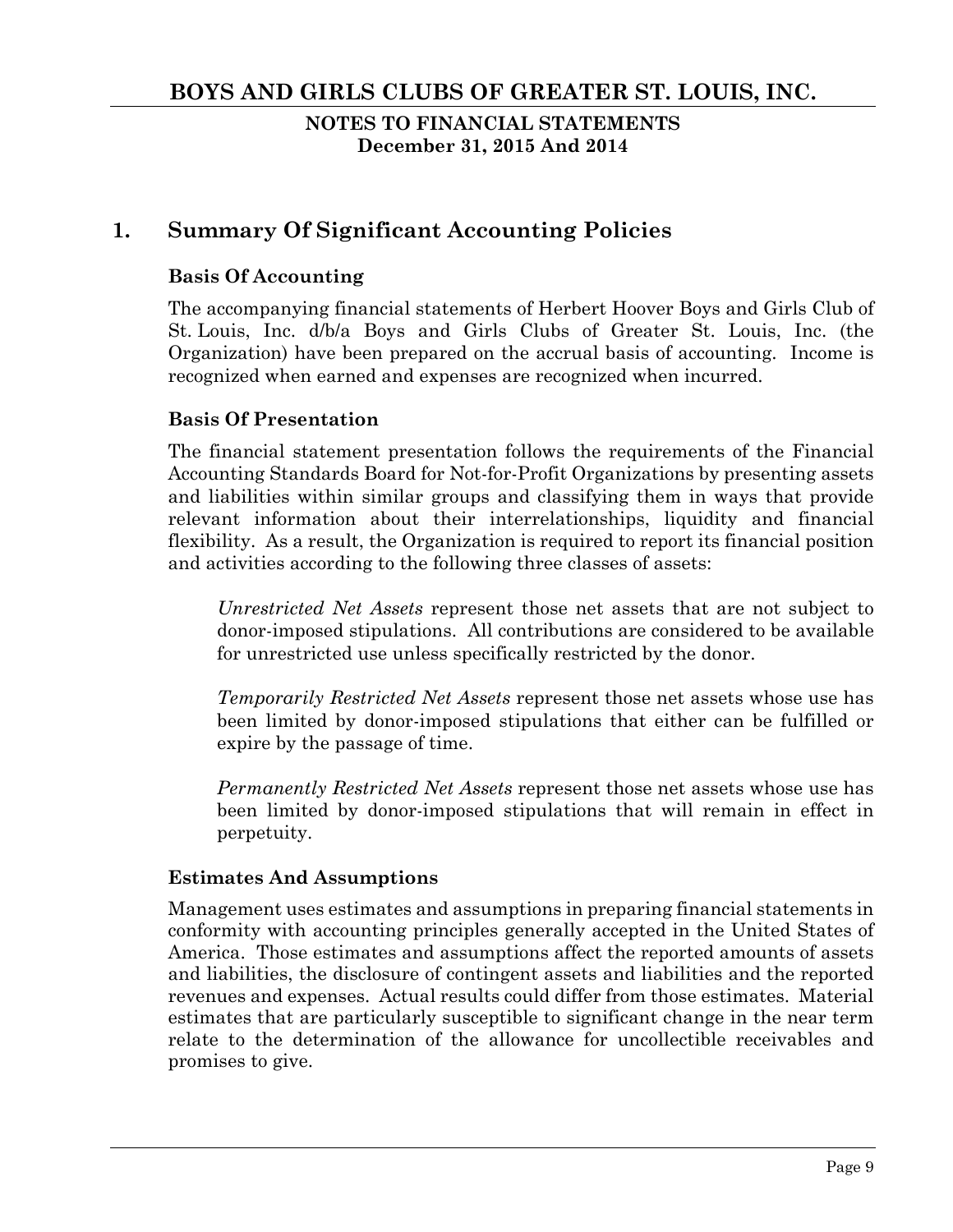# BOYS AND GIRLS CLUBS OF GREATER ST. LOUIS, INC.

**NOTES TO FINANCIAL STATEMENTS**
**December 31, 2015 And 2014**

## 1. Summary Of Significant Accounting Policies

### Basis Of Accounting

The accompanying financial statements of Herbert Hoover Boys and Girls Club of St. Louis, Inc. d/b/a Boys and Girls Clubs of Greater St. Louis, Inc. (the Organization) have been prepared on the accrual basis of accounting. Income is recognized when earned and expenses are recognized when incurred.

### Basis Of Presentation

The financial statement presentation follows the requirements of the Financial Accounting Standards Board for Not-for-Profit Organizations by presenting assets and liabilities within similar groups and classifying them in ways that provide relevant information about their interrelationships, liquidity and financial flexibility. As a result, the Organization is required to report its financial position and activities according to the following three classes of assets:

*Unrestricted Net Assets* represent those net assets that are not subject to donor-imposed stipulations. All contributions are considered to be available for unrestricted use unless specifically restricted by the donor.

*Temporarily Restricted Net Assets* represent those net assets whose use has been limited by donor-imposed stipulations that either can be fulfilled or expire by the passage of time.

*Permanently Restricted Net Assets* represent those net assets whose use has been limited by donor-imposed stipulations that will remain in effect in perpetuity.

### Estimates And Assumptions

Management uses estimates and assumptions in preparing financial statements in conformity with accounting principles generally accepted in the United States of America. Those estimates and assumptions affect the reported amounts of assets and liabilities, the disclosure of contingent assets and liabilities and the reported revenues and expenses. Actual results could differ from those estimates. Material estimates that are particularly susceptible to significant change in the near term relate to the determination of the allowance for uncollectible receivables and promises to give.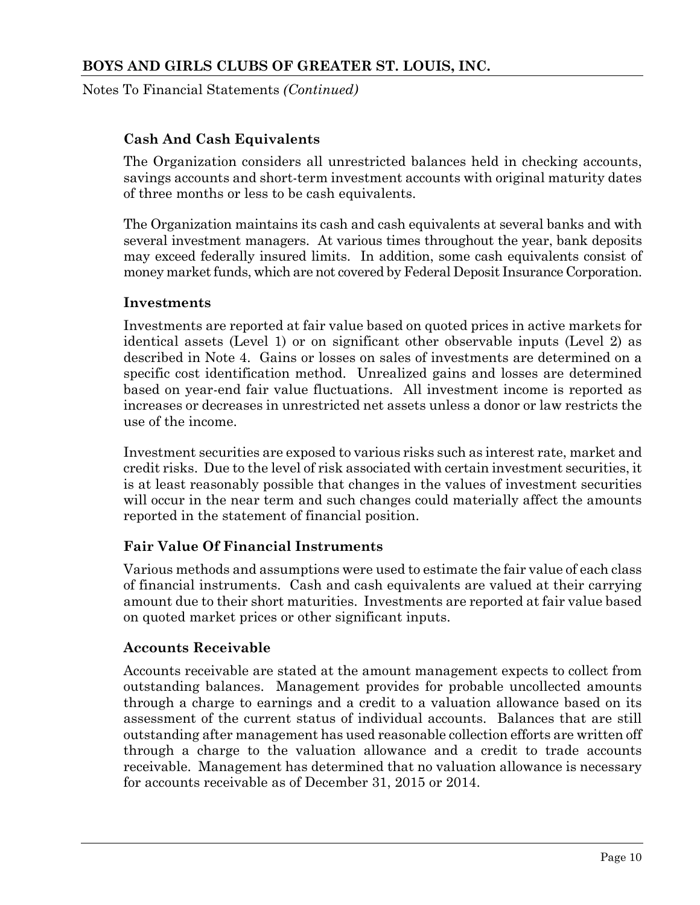### Cash And Cash Equivalents

The Organization considers all unrestricted balances held in checking accounts, savings accounts and short-term investment accounts with original maturity dates of three months or less to be cash equivalents.

The Organization maintains its cash and cash equivalents at several banks and with several investment managers. At various times throughout the year, bank deposits may exceed federally insured limits. In addition, some cash equivalents consist of money market funds, which are not covered by Federal Deposit Insurance Corporation.

### Investments

Investments are reported at fair value based on quoted prices in active markets for identical assets (Level 1) or on significant other observable inputs (Level 2) as described in Note 4. Gains or losses on sales of investments are determined on a specific cost identification method. Unrealized gains and losses are determined based on year-end fair value fluctuations. All investment income is reported as increases or decreases in unrestricted net assets unless a donor or law restricts the use of the income.

Investment securities are exposed to various risks such as interest rate, market and credit risks. Due to the level of risk associated with certain investment securities, it is at least reasonably possible that changes in the values of investment securities will occur in the near term and such changes could materially affect the amounts reported in the statement of financial position.

### Fair Value Of Financial Instruments

Various methods and assumptions were used to estimate the fair value of each class of financial instruments. Cash and cash equivalents are valued at their carrying amount due to their short maturities. Investments are reported at fair value based on quoted market prices or other significant inputs.

### Accounts Receivable

Accounts receivable are stated at the amount management expects to collect from outstanding balances. Management provides for probable uncollected amounts through a charge to earnings and a credit to a valuation allowance based on its assessment of the current status of individual accounts. Balances that are still outstanding after management has used reasonable collection efforts are written off through a charge to the valuation allowance and a credit to trade accounts receivable. Management has determined that no valuation allowance is necessary for accounts receivable as of December 31, 2015 or 2014.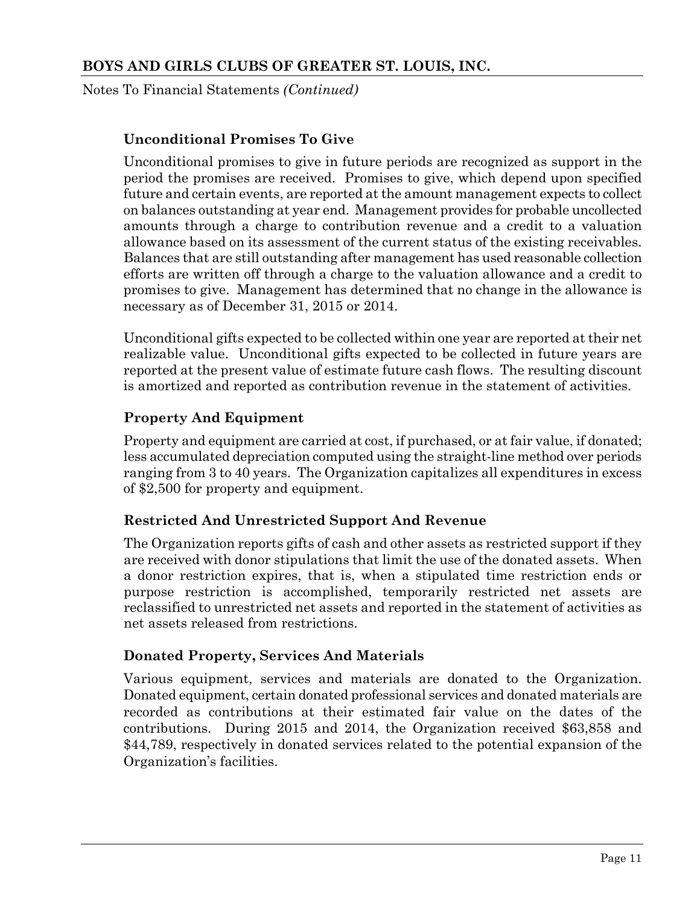### Unconditional Promises To Give

Unconditional promises to give in future periods are recognized as support in the period the promises are received. Promises to give, which depend upon specified future and certain events, are reported at the amount management expects to collect on balances outstanding at year end. Management provides for probable uncollected amounts through a charge to contribution revenue and a credit to a valuation allowance based on its assessment of the current status of the existing receivables. Balances that are still outstanding after management has used reasonable collection efforts are written off through a charge to the valuation allowance and a credit to promises to give. Management has determined that no change in the allowance is necessary as of December 31, 2015 or 2014.

Unconditional gifts expected to be collected within one year are reported at their net realizable value. Unconditional gifts expected to be collected in future years are reported at the present value of estimate future cash flows. The resulting discount is amortized and reported as contribution revenue in the statement of activities.

### Property And Equipment

Property and equipment are carried at cost, if purchased, or at fair value, if donated; less accumulated depreciation computed using the straight-line method over periods ranging from 3 to 40 years. The Organization capitalizes all expenditures in excess of $2,500 for property and equipment.

### Restricted And Unrestricted Support And Revenue

The Organization reports gifts of cash and other assets as restricted support if they are received with donor stipulations that limit the use of the donated assets. When a donor restriction expires, that is, when a stipulated time restriction ends or purpose restriction is accomplished, temporarily restricted net assets are reclassified to unrestricted net assets and reported in the statement of activities as net assets released from restrictions.

### Donated Property, Services And Materials

Various equipment, services and materials are donated to the Organization. Donated equipment, certain donated professional services and donated materials are recorded as contributions at their estimated fair value on the dates of the contributions. During 2015 and 2014, the Organization received $63,858 and $44,789, respectively in donated services related to the potential expansion of the Organization's facilities.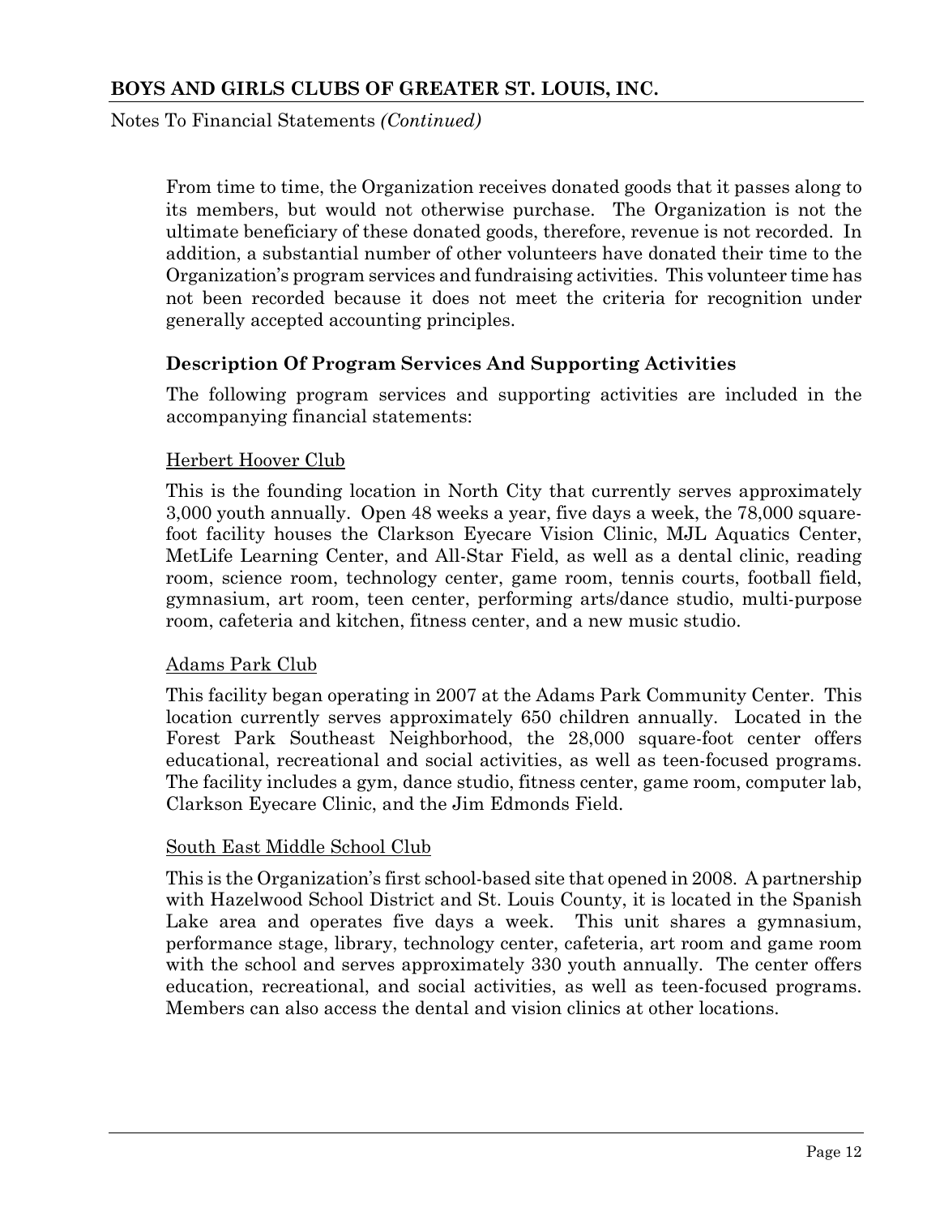From time to time, the Organization receives donated goods that it passes along to its members, but would not otherwise purchase. The Organization is not the ultimate beneficiary of these donated goods, therefore, revenue is not recorded. In addition, a substantial number of other volunteers have donated their time to the Organization's program services and fundraising activities. This volunteer time has not been recorded because it does not meet the criteria for recognition under generally accepted accounting principles.

### Description Of Program Services And Supporting Activities

The following program services and supporting activities are included in the accompanying financial statements:

#### Herbert Hoover Club

This is the founding location in North City that currently serves approximately 3,000 youth annually. Open 48 weeks a year, five days a week, the 78,000 square-foot facility houses the Clarkson Eyecare Vision Clinic, MJL Aquatics Center, MetLife Learning Center, and All-Star Field, as well as a dental clinic, reading room, science room, technology center, game room, tennis courts, football field, gymnasium, art room, teen center, performing arts/dance studio, multi-purpose room, cafeteria and kitchen, fitness center, and a new music studio.

#### Adams Park Club

This facility began operating in 2007 at the Adams Park Community Center. This location currently serves approximately 650 children annually. Located in the Forest Park Southeast Neighborhood, the 28,000 square-foot center offers educational, recreational and social activities, as well as teen-focused programs. The facility includes a gym, dance studio, fitness center, game room, computer lab, Clarkson Eyecare Clinic, and the Jim Edmonds Field.

#### South East Middle School Club

This is the Organization's first school-based site that opened in 2008. A partnership with Hazelwood School District and St. Louis County, it is located in the Spanish Lake area and operates five days a week. This unit shares a gymnasium, performance stage, library, technology center, cafeteria, art room and game room with the school and serves approximately 330 youth annually. The center offers education, recreational, and social activities, as well as teen-focused programs. Members can also access the dental and vision clinics at other locations.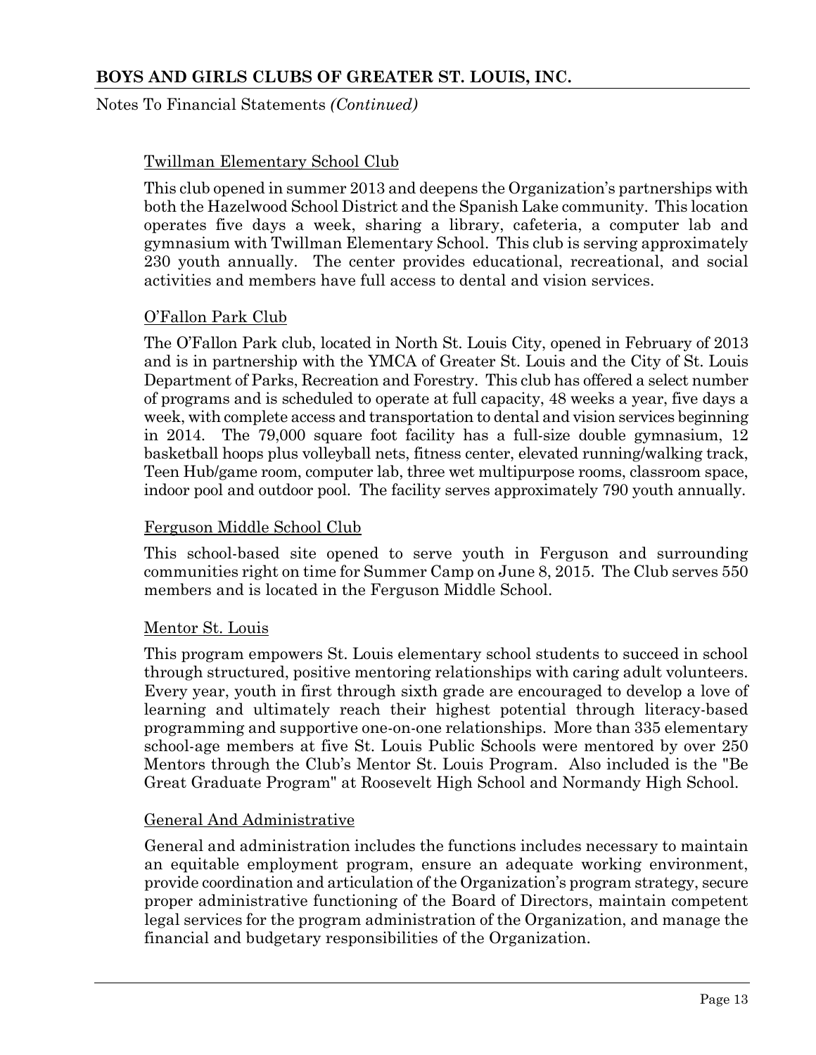Twillman Elementary School Club

This club opened in summer 2013 and deepens the Organization's partnerships with both the Hazelwood School District and the Spanish Lake community. This location operates five days a week, sharing a library, cafeteria, a computer lab and gymnasium with Twillman Elementary School. This club is serving approximately 230 youth annually. The center provides educational, recreational, and social activities and members have full access to dental and vision services.

O'Fallon Park Club

The O'Fallon Park club, located in North St. Louis City, opened in February of 2013 and is in partnership with the YMCA of Greater St. Louis and the City of St. Louis Department of Parks, Recreation and Forestry. This club has offered a select number of programs and is scheduled to operate at full capacity, 48 weeks a year, five days a week, with complete access and transportation to dental and vision services beginning in 2014. The 79,000 square foot facility has a full-size double gymnasium, 12 basketball hoops plus volleyball nets, fitness center, elevated running/walking track, Teen Hub/game room, computer lab, three wet multipurpose rooms, classroom space, indoor pool and outdoor pool. The facility serves approximately 790 youth annually.

Ferguson Middle School Club

This school-based site opened to serve youth in Ferguson and surrounding communities right on time for Summer Camp on June 8, 2015. The Club serves 550 members and is located in the Ferguson Middle School.

Mentor St. Louis

This program empowers St. Louis elementary school students to succeed in school through structured, positive mentoring relationships with caring adult volunteers. Every year, youth in first through sixth grade are encouraged to develop a love of learning and ultimately reach their highest potential through literacy-based programming and supportive one-on-one relationships. More than 335 elementary school-age members at five St. Louis Public Schools were mentored by over 250 Mentors through the Club's Mentor St. Louis Program. Also included is the "Be Great Graduate Program" at Roosevelt High School and Normandy High School.

General And Administrative

General and administration includes the functions includes necessary to maintain an equitable employment program, ensure an adequate working environment, provide coordination and articulation of the Organization's program strategy, secure proper administrative functioning of the Board of Directors, maintain competent legal services for the program administration of the Organization, and manage the financial and budgetary responsibilities of the Organization.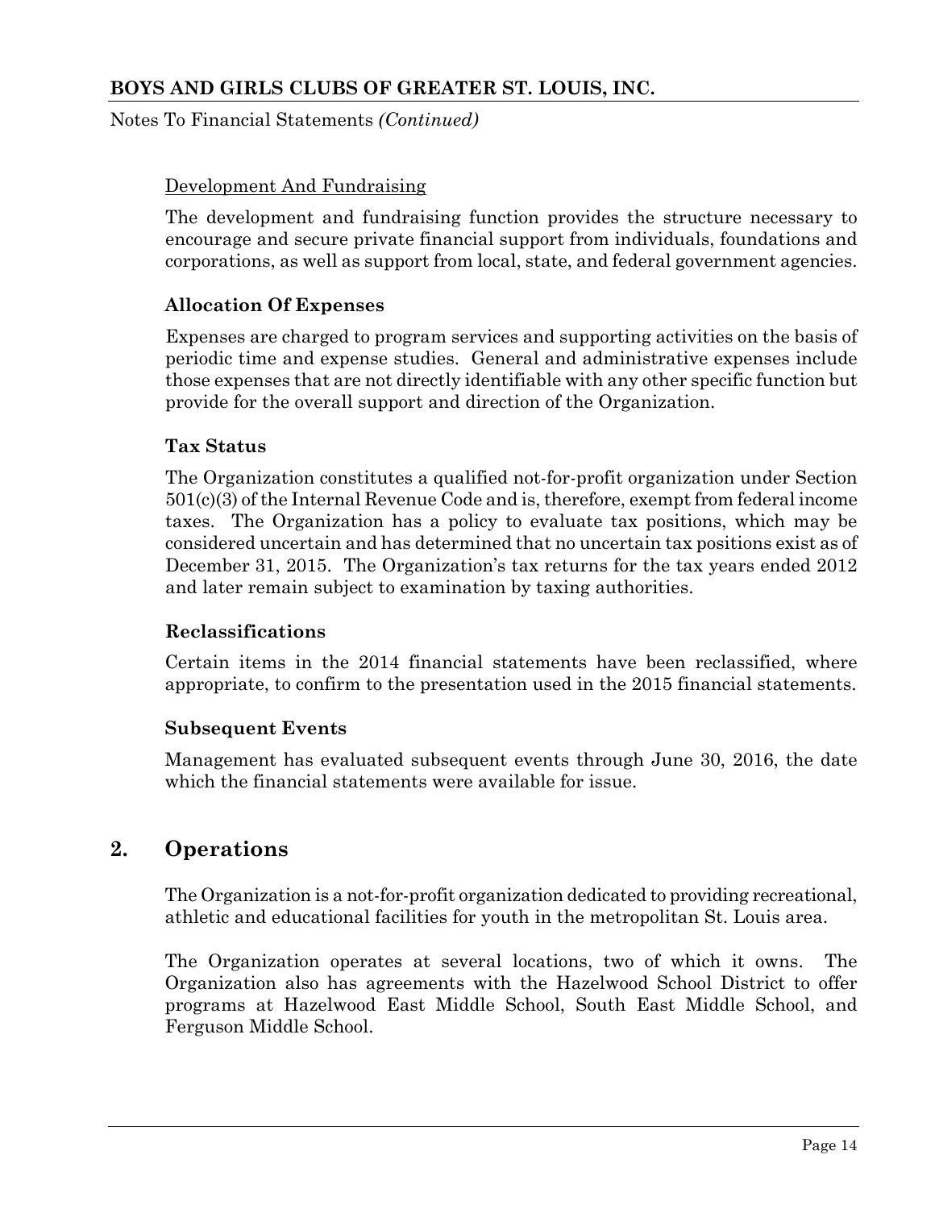Development And Fundraising

The development and fundraising function provides the structure necessary to encourage and secure private financial support from individuals, foundations and corporations, as well as support from local, state, and federal government agencies.

**Allocation Of Expenses**

Expenses are charged to program services and supporting activities on the basis of periodic time and expense studies. General and administrative expenses include those expenses that are not directly identifiable with any other specific function but provide for the overall support and direction of the Organization.

**Tax Status**

The Organization constitutes a qualified not-for-profit organization under Section 501(c)(3) of the Internal Revenue Code and is, therefore, exempt from federal income taxes. The Organization has a policy to evaluate tax positions, which may be considered uncertain and has determined that no uncertain tax positions exist as of December 31, 2015. The Organization's tax returns for the tax years ended 2012 and later remain subject to examination by taxing authorities.

**Reclassifications**

Certain items in the 2014 financial statements have been reclassified, where appropriate, to confirm to the presentation used in the 2015 financial statements.

**Subsequent Events**

Management has evaluated subsequent events through June 30, 2016, the date which the financial statements were available for issue.

## 2. Operations

The Organization is a not-for-profit organization dedicated to providing recreational, athletic and educational facilities for youth in the metropolitan St. Louis area.

The Organization operates at several locations, two of which it owns. The Organization also has agreements with the Hazelwood School District to offer programs at Hazelwood East Middle School, South East Middle School, and Ferguson Middle School.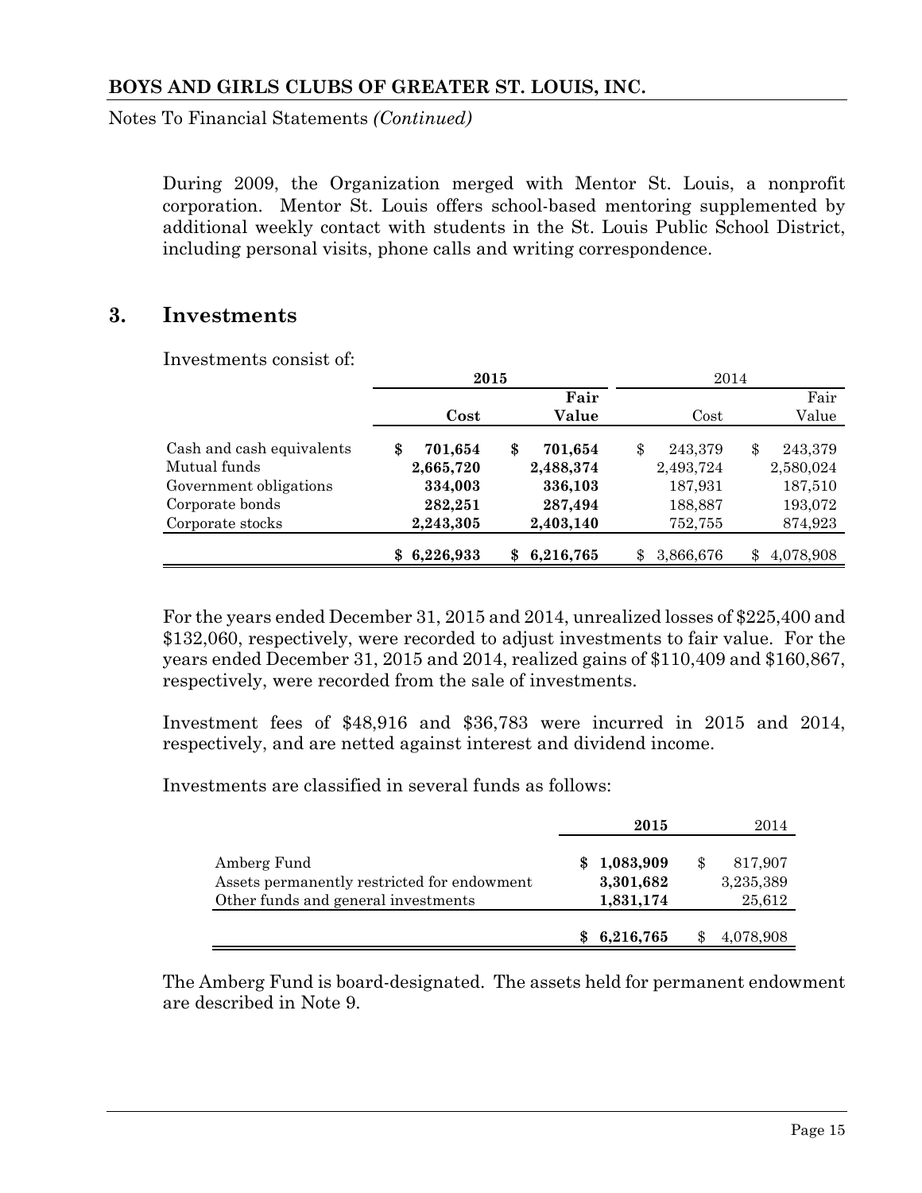**BOYS AND GIRLS CLUBS OF GREATER ST. LOUIS, INC.**

Notes To Financial Statements *(Continued)*

During 2009, the Organization merged with Mentor St. Louis, a nonprofit corporation. Mentor St. Louis offers school-based mentoring supplemented by additional weekly contact with students in the St. Louis Public School District, including personal visits, phone calls and writing correspondence.

## 3. Investments

Investments consist of:

| | **2015** | | 2014 | |
|---|---|---|---|---|
| | **Cost** | **Fair Value** | Cost | Fair Value |
| Cash and cash equivalents | **$ 701,654** | **$ 701,654** | $ 243,379 | $ 243,379 |
| Mutual funds | **2,665,720** | **2,488,374** | 2,493,724 | 2,580,024 |
| Government obligations | **334,003** | **336,103** | 187,931 | 187,510 |
| Corporate bonds | **282,251** | **287,494** | 188,887 | 193,072 |
| Corporate stocks | **2,243,305** | **2,403,140** | 752,755 | 874,923 |
| | **$ 6,226,933** | **$ 6,216,765** | $ 3,866,676 | $ 4,078,908 |

For the years ended December 31, 2015 and 2014, unrealized losses of $225,400 and $132,060, respectively, were recorded to adjust investments to fair value. For the years ended December 31, 2015 and 2014, realized gains of $110,409 and $160,867, respectively, were recorded from the sale of investments.

Investment fees of $48,916 and $36,783 were incurred in 2015 and 2014, respectively, and are netted against interest and dividend income.

Investments are classified in several funds as follows:

| | **2015** | 2014 |
|---|---|---|
| Amberg Fund | **$ 1,083,909** | $ 817,907 |
| Assets permanently restricted for endowment | **3,301,682** | 3,235,389 |
| Other funds and general investments | **1,831,174** | 25,612 |
| | **$ 6,216,765** | $ 4,078,908 |

The Amberg Fund is board-designated. The assets held for permanent endowment are described in Note 9.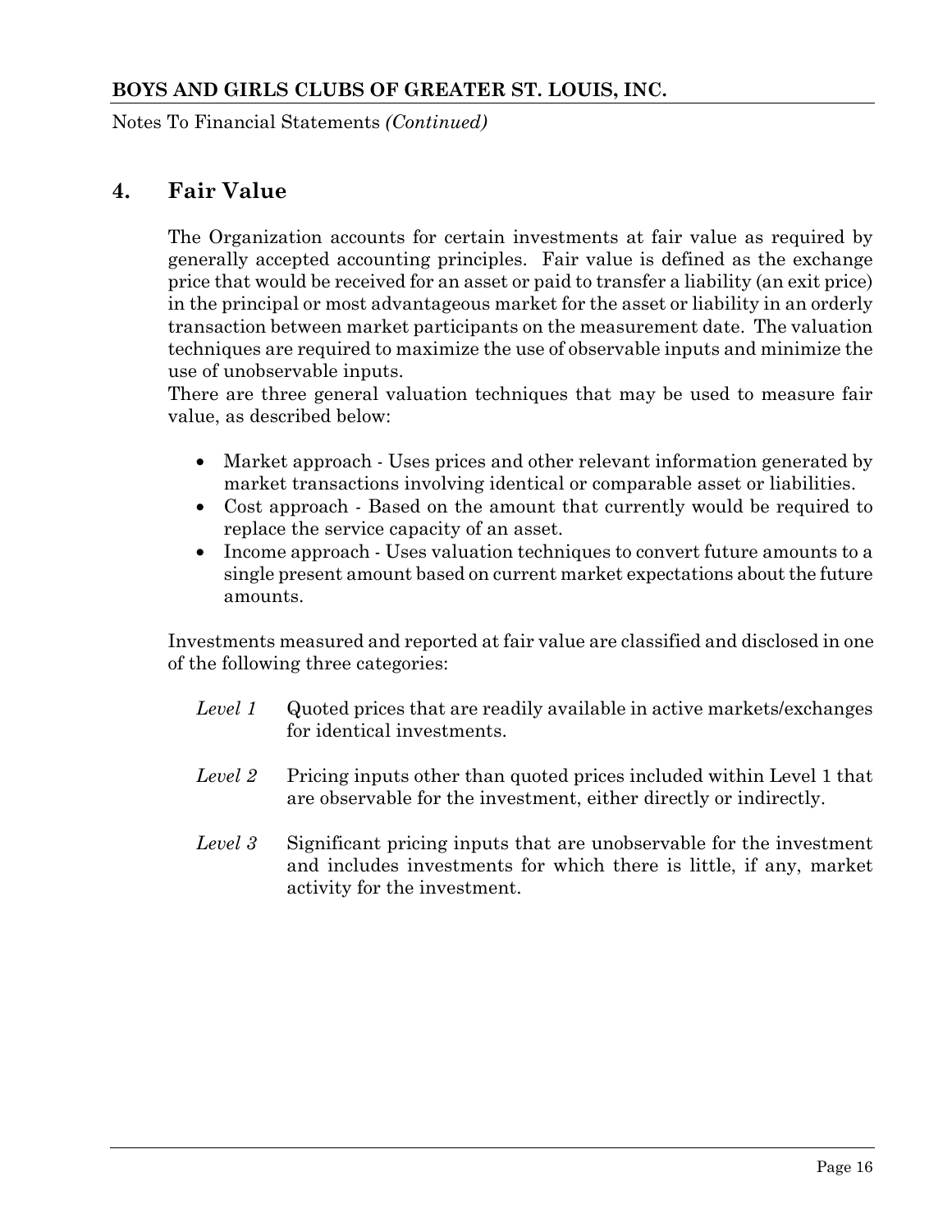# 4. Fair Value

The Organization accounts for certain investments at fair value as required by generally accepted accounting principles. Fair value is defined as the exchange price that would be received for an asset or paid to transfer a liability (an exit price) in the principal or most advantageous market for the asset or liability in an orderly transaction between market participants on the measurement date. The valuation techniques are required to maximize the use of observable inputs and minimize the use of unobservable inputs.
There are three general valuation techniques that may be used to measure fair value, as described below:

- Market approach - Uses prices and other relevant information generated by market transactions involving identical or comparable asset or liabilities.
- Cost approach - Based on the amount that currently would be required to replace the service capacity of an asset.
- Income approach - Uses valuation techniques to convert future amounts to a single present amount based on current market expectations about the future amounts.

Investments measured and reported at fair value are classified and disclosed in one of the following three categories:

*Level 1* Quoted prices that are readily available in active markets/exchanges for identical investments.

*Level 2* Pricing inputs other than quoted prices included within Level 1 that are observable for the investment, either directly or indirectly.

*Level 3* Significant pricing inputs that are unobservable for the investment and includes investments for which there is little, if any, market activity for the investment.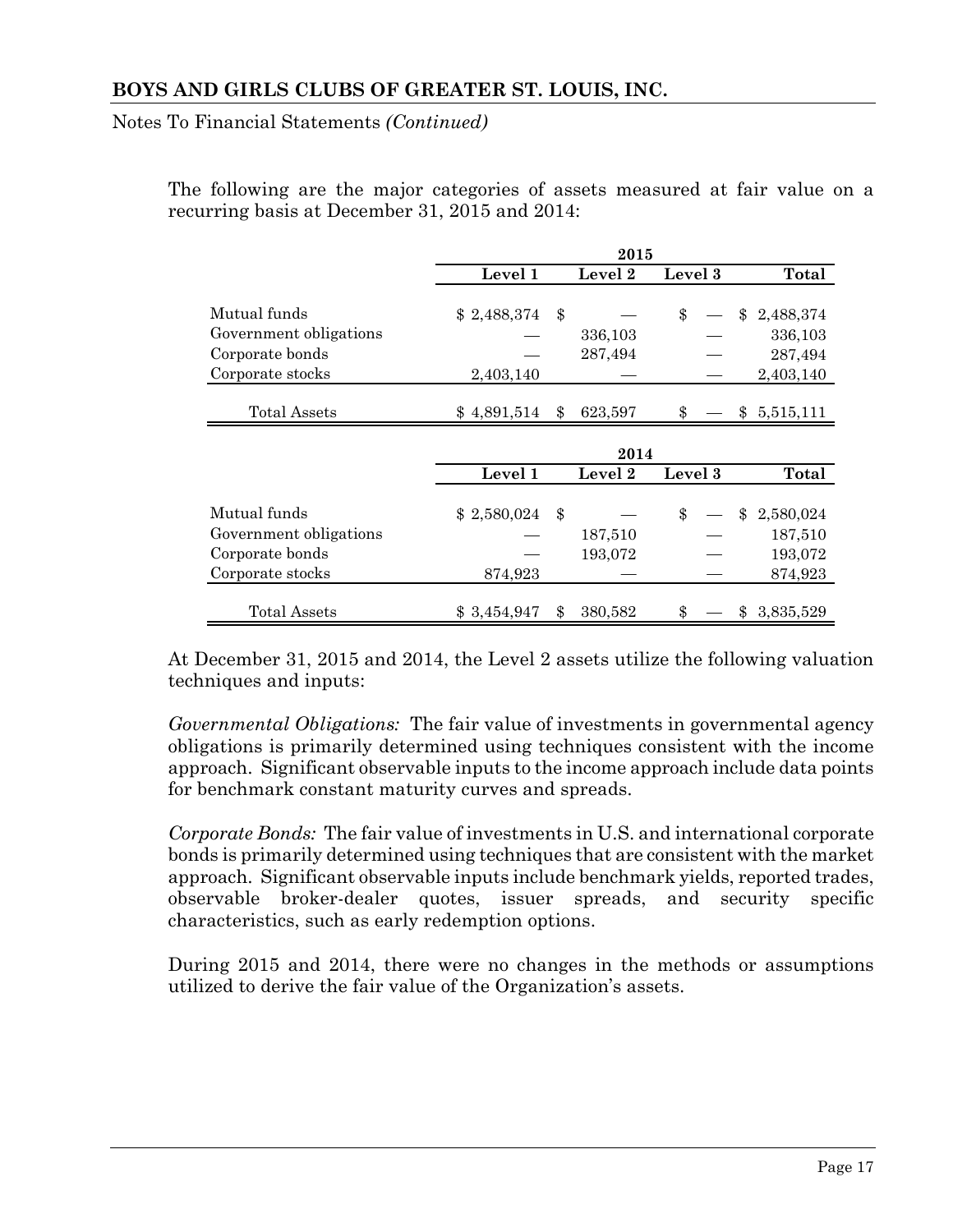The following are the major categories of assets measured at fair value on a recurring basis at December 31, 2015 and 2014:

| | 2015 | | | |
|---|---|---|---|---|
| | Level 1 | Level 2 | Level 3 | Total |
| Mutual funds | $ 2,488,374 | $ — | $ — | $ 2,488,374 |
| Government obligations | — | 336,103 | — | 336,103 |
| Corporate bonds | — | 287,494 | — | 287,494 |
| Corporate stocks | 2,403,140 | — | — | 2,403,140 |
| Total Assets | $ 4,891,514 | $ 623,597 | $ — | $ 5,515,111 |

| | 2014 | | | |
|---|---|---|---|---|
| | Level 1 | Level 2 | Level 3 | Total |
| Mutual funds | $ 2,580,024 | $ — | $ — | $ 2,580,024 |
| Government obligations | — | 187,510 | — | 187,510 |
| Corporate bonds | — | 193,072 | — | 193,072 |
| Corporate stocks | 874,923 | — | — | 874,923 |
| Total Assets | $ 3,454,947 | $ 380,582 | $ — | $ 3,835,529 |

At December 31, 2015 and 2014, the Level 2 assets utilize the following valuation techniques and inputs:

*Governmental Obligations:* The fair value of investments in governmental agency obligations is primarily determined using techniques consistent with the income approach. Significant observable inputs to the income approach include data points for benchmark constant maturity curves and spreads.

*Corporate Bonds:* The fair value of investments in U.S. and international corporate bonds is primarily determined using techniques that are consistent with the market approach. Significant observable inputs include benchmark yields, reported trades, observable broker-dealer quotes, issuer spreads, and security specific characteristics, such as early redemption options.

During 2015 and 2014, there were no changes in the methods or assumptions utilized to derive the fair value of the Organization's assets.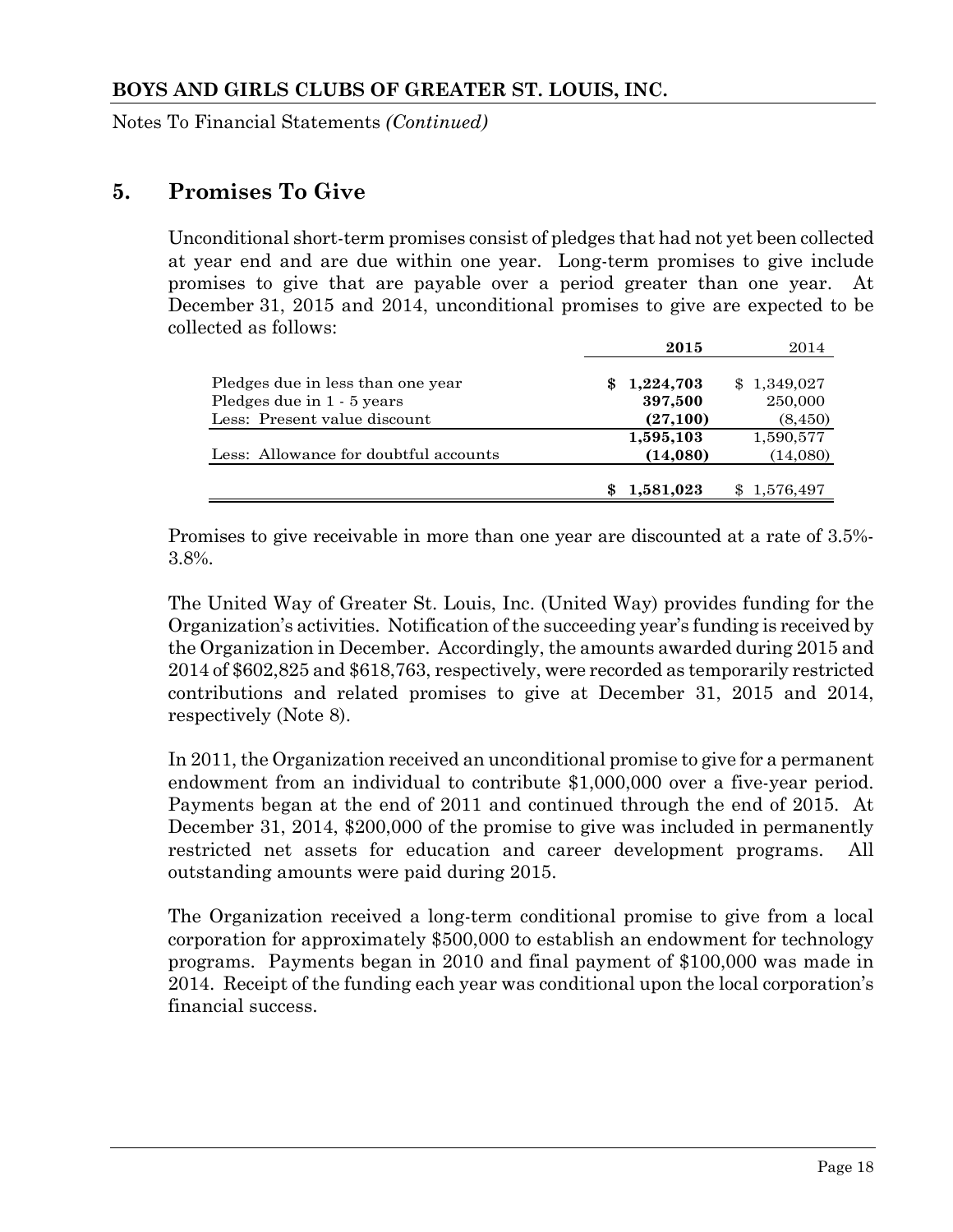## 5. Promises To Give

Unconditional short-term promises consist of pledges that had not yet been collected at year end and are due within one year. Long-term promises to give include promises to give that are payable over a period greater than one year. At December 31, 2015 and 2014, unconditional promises to give are expected to be collected as follows:

| | **2015** | 2014 |
|---|---|---|
| Pledges due in less than one year | **$ 1,224,703** | $ 1,349,027 |
| Pledges due in 1 - 5 years | **397,500** | 250,000 |
| Less: Present value discount | **(27,100)** | (8,450) |
| | **1,595,103** | 1,590,577 |
| Less: Allowance for doubtful accounts | **(14,080)** | (14,080) |
| | **$ 1,581,023** | $ 1,576,497 |

Promises to give receivable in more than one year are discounted at a rate of 3.5%-3.8%.

The United Way of Greater St. Louis, Inc. (United Way) provides funding for the Organization's activities. Notification of the succeeding year's funding is received by the Organization in December. Accordingly, the amounts awarded during 2015 and 2014 of $602,825 and $618,763, respectively, were recorded as temporarily restricted contributions and related promises to give at December 31, 2015 and 2014, respectively (Note 8).

In 2011, the Organization received an unconditional promise to give for a permanent endowment from an individual to contribute $1,000,000 over a five-year period. Payments began at the end of 2011 and continued through the end of 2015. At December 31, 2014, $200,000 of the promise to give was included in permanently restricted net assets for education and career development programs. All outstanding amounts were paid during 2015.

The Organization received a long-term conditional promise to give from a local corporation for approximately $500,000 to establish an endowment for technology programs. Payments began in 2010 and final payment of $100,000 was made in 2014. Receipt of the funding each year was conditional upon the local corporation's financial success.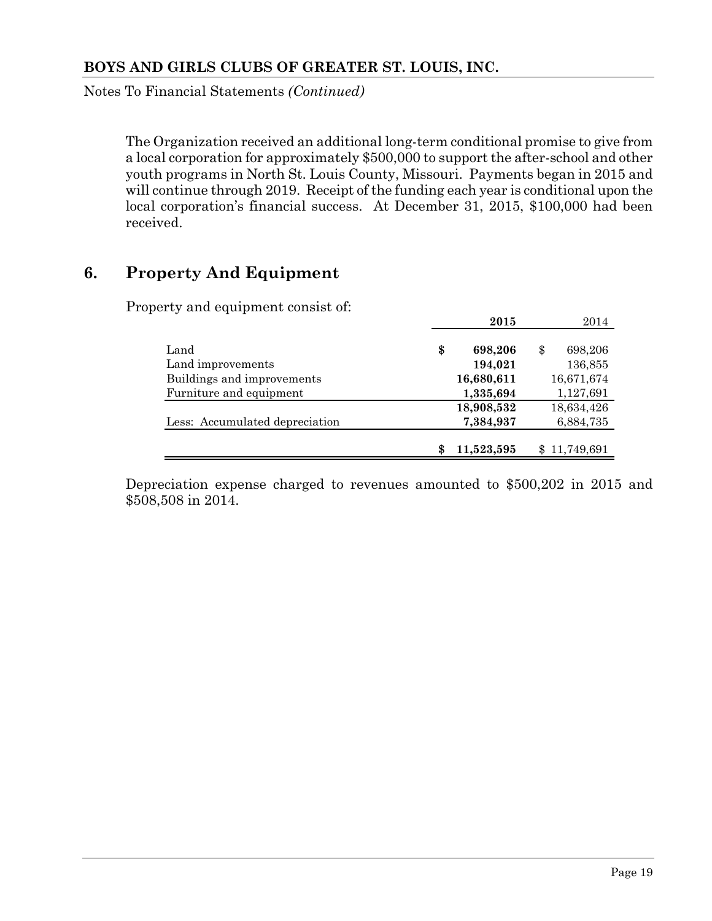The Organization received an additional long-term conditional promise to give from a local corporation for approximately $500,000 to support the after-school and other youth programs in North St. Louis County, Missouri. Payments began in 2015 and will continue through 2019. Receipt of the funding each year is conditional upon the local corporation's financial success. At December 31, 2015, $100,000 had been received.

## 6. Property And Equipment

Property and equipment consist of:

| | **2015** | 2014 |
|---|---|---|
| Land | **$ 698,206** | $ 698,206 |
| Land improvements | **194,021** | 136,855 |
| Buildings and improvements | **16,680,611** | 16,671,674 |
| Furniture and equipment | **1,335,694** | 1,127,691 |
| | **18,908,532** | 18,634,426 |
| Less: Accumulated depreciation | **7,384,937** | 6,884,735 |
| | **$ 11,523,595** | $ 11,749,691 |

Depreciation expense charged to revenues amounted to $500,202 in 2015 and $508,508 in 2014.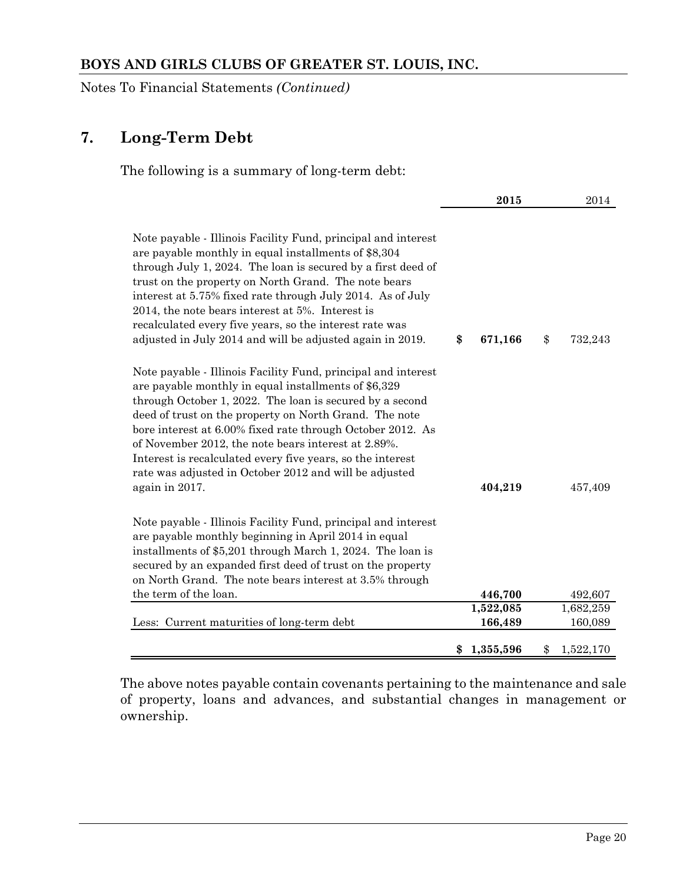## 7. Long-Term Debt

The following is a summary of long-term debt:

| | **2015** | 2014 |
|---|---|---|
| Note payable - Illinois Facility Fund, principal and interest are payable monthly in equal installments of $8,304 through July 1, 2024. The loan is secured by a first deed of trust on the property on North Grand. The note bears interest at 5.75% fixed rate through July 2014. As of July 2014, the note bears interest at 5%. Interest is recalculated every five years, so the interest rate was adjusted in July 2014 and will be adjusted again in 2019. | **$ 671,166** | $ 732,243 |
| Note payable - Illinois Facility Fund, principal and interest are payable monthly in equal installments of $6,329 through October 1, 2022. The loan is secured by a second deed of trust on the property on North Grand. The note bore interest at 6.00% fixed rate through October 2012. As of November 2012, the note bears interest at 2.89%. Interest is recalculated every five years, so the interest rate was adjusted in October 2012 and will be adjusted again in 2017. | **404,219** | 457,409 |
| Note payable - Illinois Facility Fund, principal and interest are payable monthly beginning in April 2014 in equal installments of $5,201 through March 1, 2024. The loan is secured by an expanded first deed of trust on the property on North Grand. The note bears interest at 3.5% through the term of the loan. | **446,700** | 492,607 |
| | **1,522,085** | 1,682,259 |
| Less: Current maturities of long-term debt | **166,489** | 160,089 |
| | **$ 1,355,596** | $ 1,522,170 |

The above notes payable contain covenants pertaining to the maintenance and sale of property, loans and advances, and substantial changes in management or ownership.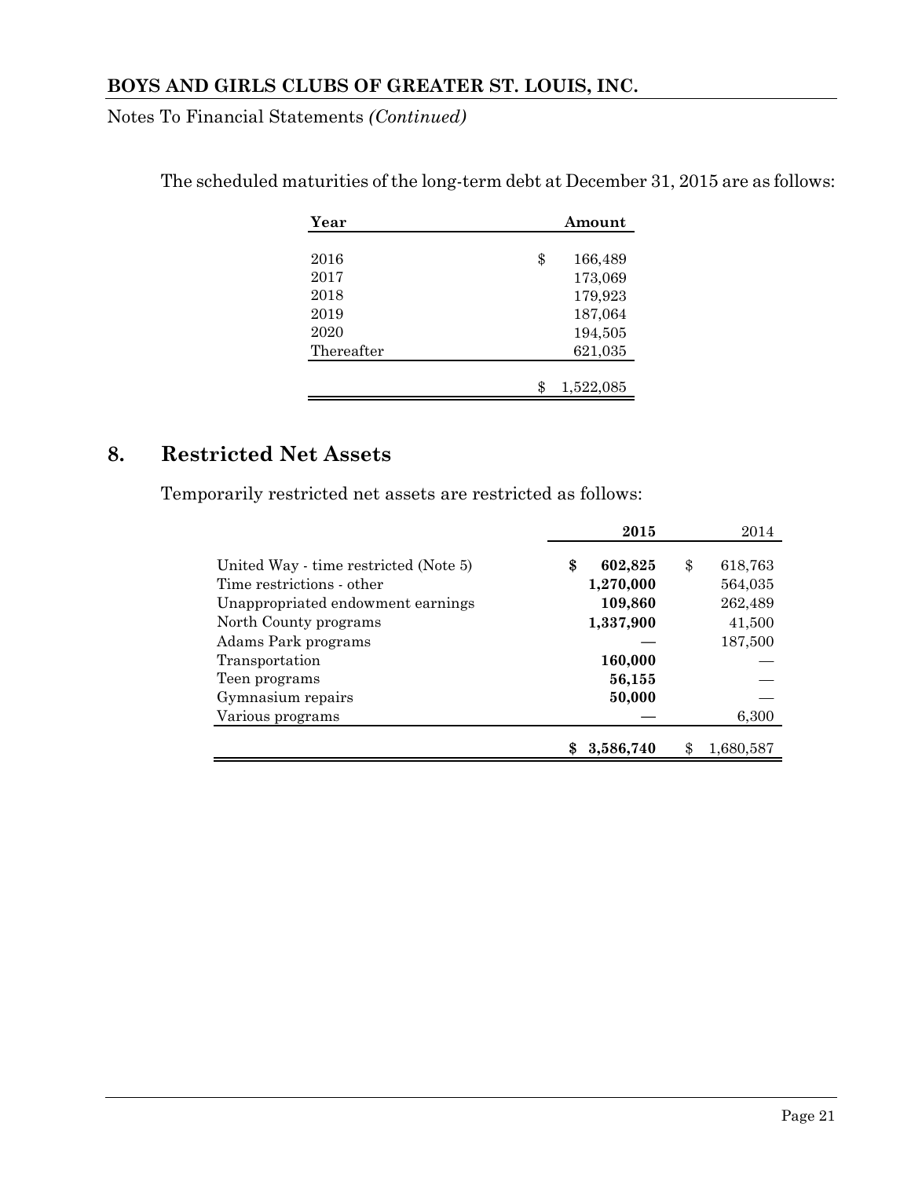The scheduled maturities of the long-term debt at December 31, 2015 are as follows:

| Year | Amount |
|---|---|
| 2016 | $ 166,489 |
| 2017 | 173,069 |
| 2018 | 179,923 |
| 2019 | 187,064 |
| 2020 | 194,505 |
| Thereafter | 621,035 |
| | $ 1,522,085 |

## 8. Restricted Net Assets

Temporarily restricted net assets are restricted as follows:

| | **2015** | 2014 |
|---|---|---|
| United Way - time restricted (Note 5) | **$ 602,825** | $ 618,763 |
| Time restrictions - other | **1,270,000** | 564,035 |
| Unappropriated endowment earnings | **109,860** | 262,489 |
| North County programs | **1,337,900** | 41,500 |
| Adams Park programs | — | 187,500 |
| Transportation | **160,000** | — |
| Teen programs | **56,155** | — |
| Gymnasium repairs | **50,000** | — |
| Various programs | — | 6,300 |
| | **$ 3,586,740** | $ 1,680,587 |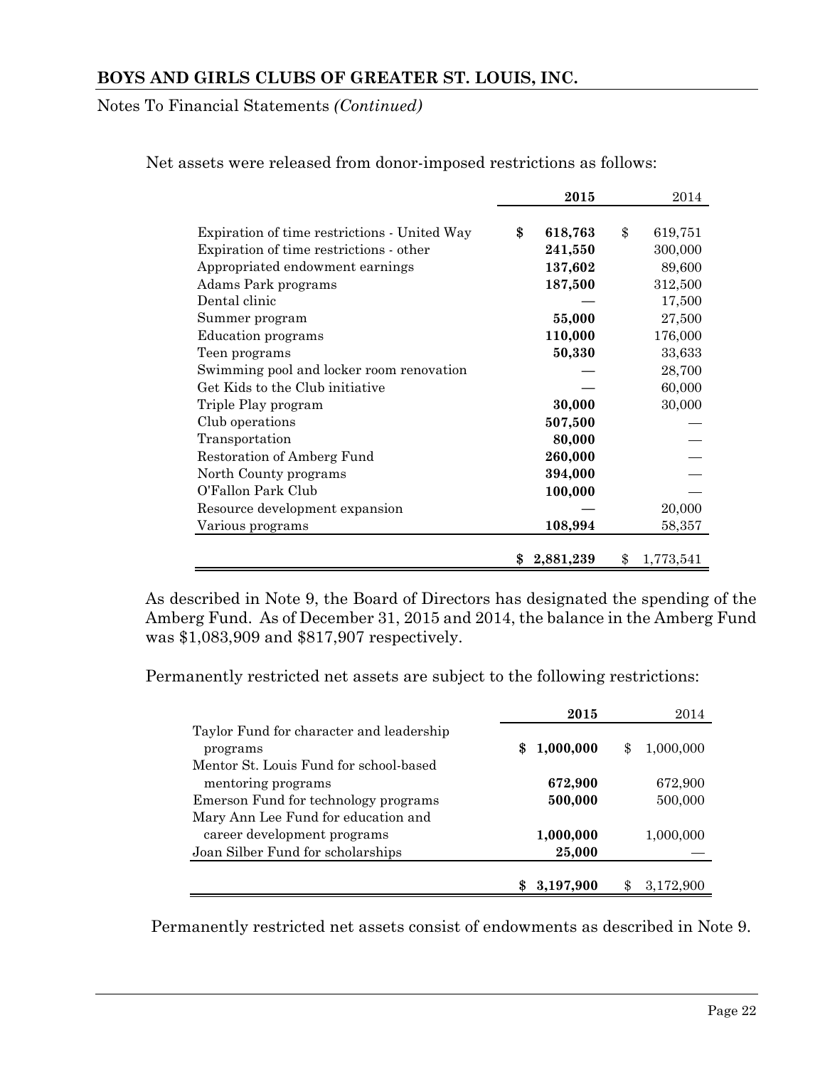Net assets were released from donor-imposed restrictions as follows:

| | 2015 | 2014 |
|---|---|---|
| Expiration of time restrictions - United Way | $ 618,763 | $ 619,751 |
| Expiration of time restrictions - other | 241,550 | 300,000 |
| Appropriated endowment earnings | 137,602 | 89,600 |
| Adams Park programs | 187,500 | 312,500 |
| Dental clinic | — | 17,500 |
| Summer program | 55,000 | 27,500 |
| Education programs | 110,000 | 176,000 |
| Teen programs | 50,330 | 33,633 |
| Swimming pool and locker room renovation | — | 28,700 |
| Get Kids to the Club initiative | — | 60,000 |
| Triple Play program | 30,000 | 30,000 |
| Club operations | 507,500 | — |
| Transportation | 80,000 | — |
| Restoration of Amberg Fund | 260,000 | — |
| North County programs | 394,000 | — |
| O'Fallon Park Club | 100,000 | — |
| Resource development expansion | — | 20,000 |
| Various programs | 108,994 | 58,357 |
| | $ 2,881,239 | $ 1,773,541 |

As described in Note 9, the Board of Directors has designated the spending of the Amberg Fund. As of December 31, 2015 and 2014, the balance in the Amberg Fund was $1,083,909 and $817,907 respectively.

Permanently restricted net assets are subject to the following restrictions:

| | 2015 | 2014 |
|---|---|---|
| Taylor Fund for character and leadership programs | $ 1,000,000 | $ 1,000,000 |
| Mentor St. Louis Fund for school-based mentoring programs | 672,900 | 672,900 |
| Emerson Fund for technology programs | 500,000 | 500,000 |
| Mary Ann Lee Fund for education and career development programs | 1,000,000 | 1,000,000 |
| Joan Silber Fund for scholarships | 25,000 | — |
| | $ 3,197,900 | $ 3,172,900 |

Permanently restricted net assets consist of endowments as described in Note 9.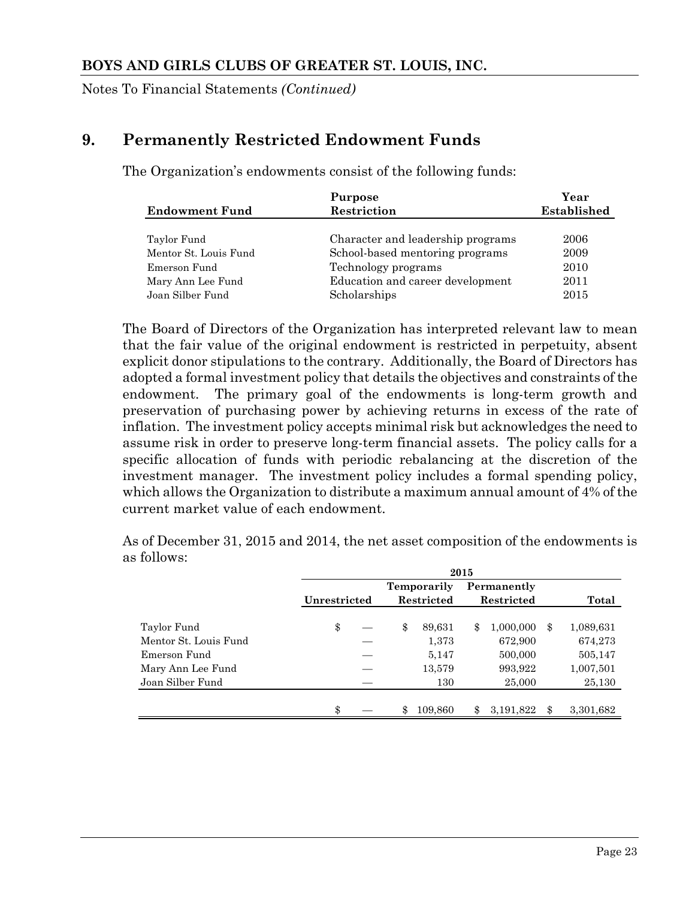## 9. Permanently Restricted Endowment Funds

The Organization's endowments consist of the following funds:

| Endowment Fund | Purpose Restriction | Year Established |
|---|---|---|
| Taylor Fund | Character and leadership programs | 2006 |
| Mentor St. Louis Fund | School-based mentoring programs | 2009 |
| Emerson Fund | Technology programs | 2010 |
| Mary Ann Lee Fund | Education and career development | 2011 |
| Joan Silber Fund | Scholarships | 2015 |

The Board of Directors of the Organization has interpreted relevant law to mean that the fair value of the original endowment is restricted in perpetuity, absent explicit donor stipulations to the contrary. Additionally, the Board of Directors has adopted a formal investment policy that details the objectives and constraints of the endowment. The primary goal of the endowments is long-term growth and preservation of purchasing power by achieving returns in excess of the rate of inflation. The investment policy accepts minimal risk but acknowledges the need to assume risk in order to preserve long-term financial assets. The policy calls for a specific allocation of funds with periodic rebalancing at the discretion of the investment manager. The investment policy includes a formal spending policy, which allows the Organization to distribute a maximum annual amount of 4% of the current market value of each endowment.

As of December 31, 2015 and 2014, the net asset composition of the endowments is as follows:

| | 2015 | | | |
|---|---|---|---|---|
| | Unrestricted | Temporarily Restricted | Permanently Restricted | Total |
| Taylor Fund | $ — | $ 89,631 | $ 1,000,000 | $ 1,089,631 |
| Mentor St. Louis Fund | — | 1,373 | 672,900 | 674,273 |
| Emerson Fund | — | 5,147 | 500,000 | 505,147 |
| Mary Ann Lee Fund | — | 13,579 | 993,922 | 1,007,501 |
| Joan Silber Fund | — | 130 | 25,000 | 25,130 |
| | $ — | $ 109,860 | $ 3,191,822 | $ 3,301,682 |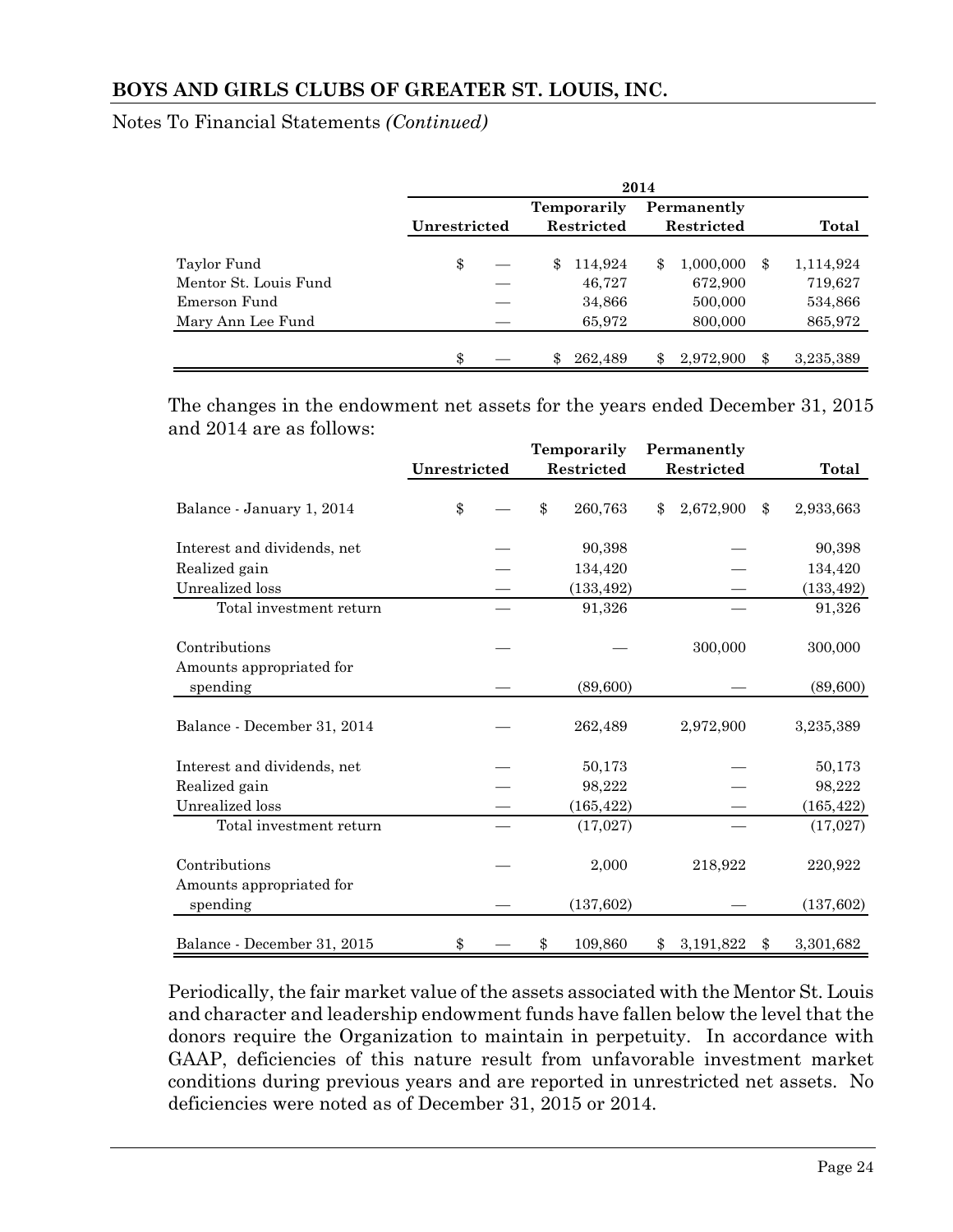|  | 2014 | | | |
|---|---|---|---|---|
|  | Unrestricted | Temporarily Restricted | Permanently Restricted | Total |
| Taylor Fund | $ — | $ 114,924 | $ 1,000,000 | $ 1,114,924 |
| Mentor St. Louis Fund | — | 46,727 | 672,900 | 719,627 |
| Emerson Fund | — | 34,866 | 500,000 | 534,866 |
| Mary Ann Lee Fund | — | 65,972 | 800,000 | 865,972 |
|  | $ — | $ 262,489 | $ 2,972,900 | $ 3,235,389 |

The changes in the endowment net assets for the years ended December 31, 2015 and 2014 are as follows:

|  | Unrestricted | Temporarily Restricted | Permanently Restricted | Total |
|---|---|---|---|---|
| Balance - January 1, 2014 | $ — | $ 260,763 | $ 2,672,900 | $ 2,933,663 |
| Interest and dividends, net | — | 90,398 | — | 90,398 |
| Realized gain | — | 134,420 | — | 134,420 |
| Unrealized loss | — | (133,492) | — | (133,492) |
| Total investment return | — | 91,326 | — | 91,326 |
| Contributions | — | — | 300,000 | 300,000 |
| Amounts appropriated for spending | — | (89,600) | — | (89,600) |
| Balance - December 31, 2014 | — | 262,489 | 2,972,900 | 3,235,389 |
| Interest and dividends, net | — | 50,173 | — | 50,173 |
| Realized gain | — | 98,222 | — | 98,222 |
| Unrealized loss | — | (165,422) | — | (165,422) |
| Total investment return | — | (17,027) | — | (17,027) |
| Contributions | — | 2,000 | 218,922 | 220,922 |
| Amounts appropriated for spending | — | (137,602) | — | (137,602) |
| Balance - December 31, 2015 | $ — | $ 109,860 | $ 3,191,822 | $ 3,301,682 |

Periodically, the fair market value of the assets associated with the Mentor St. Louis and character and leadership endowment funds have fallen below the level that the donors require the Organization to maintain in perpetuity. In accordance with GAAP, deficiencies of this nature result from unfavorable investment market conditions during previous years and are reported in unrestricted net assets. No deficiencies were noted as of December 31, 2015 or 2014.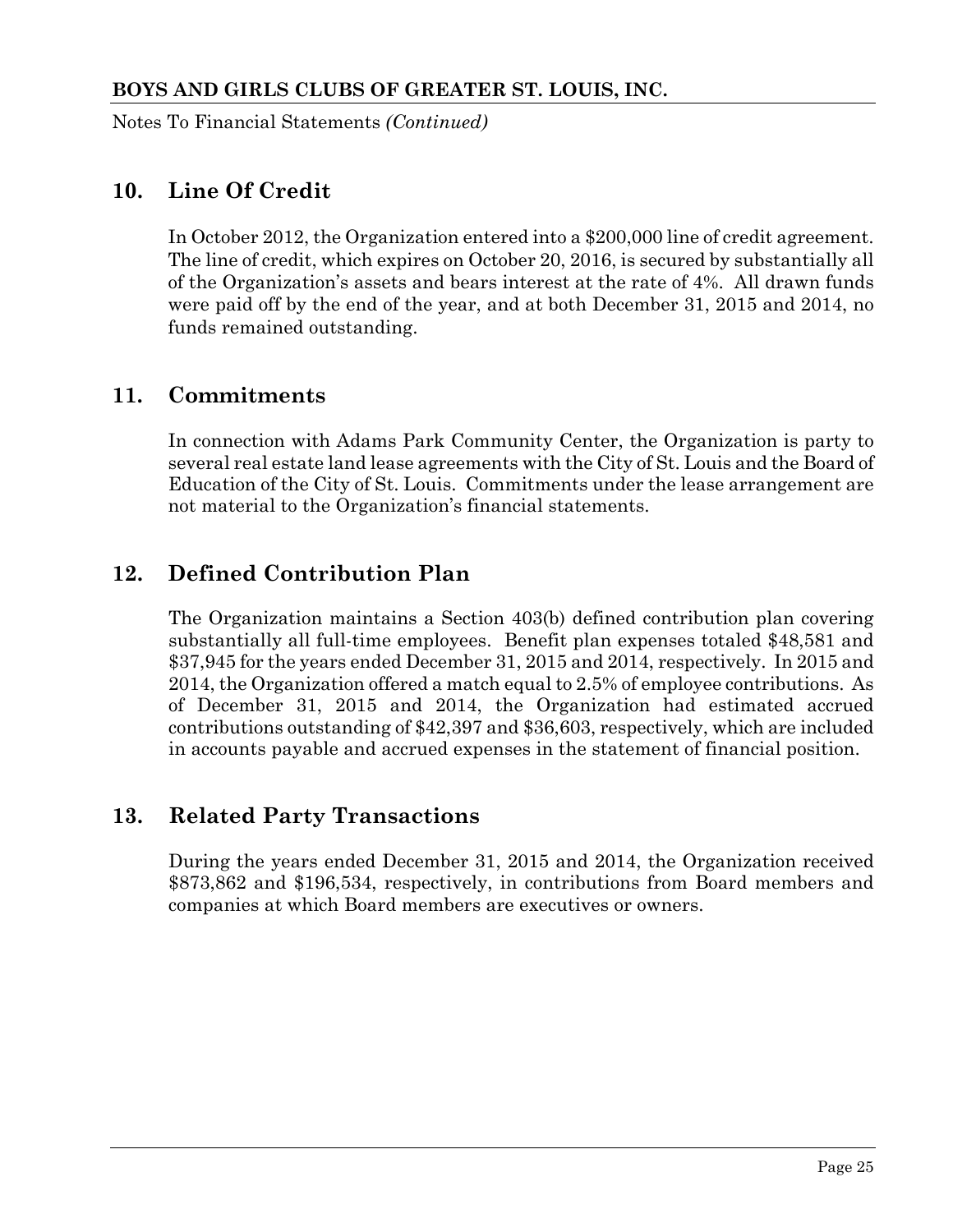## 10. Line Of Credit

In October 2012, the Organization entered into a $200,000 line of credit agreement. The line of credit, which expires on October 20, 2016, is secured by substantially all of the Organization's assets and bears interest at the rate of 4%. All drawn funds were paid off by the end of the year, and at both December 31, 2015 and 2014, no funds remained outstanding.

## 11. Commitments

In connection with Adams Park Community Center, the Organization is party to several real estate land lease agreements with the City of St. Louis and the Board of Education of the City of St. Louis. Commitments under the lease arrangement are not material to the Organization's financial statements.

## 12. Defined Contribution Plan

The Organization maintains a Section 403(b) defined contribution plan covering substantially all full-time employees. Benefit plan expenses totaled $48,581 and $37,945 for the years ended December 31, 2015 and 2014, respectively. In 2015 and 2014, the Organization offered a match equal to 2.5% of employee contributions. As of December 31, 2015 and 2014, the Organization had estimated accrued contributions outstanding of $42,397 and $36,603, respectively, which are included in accounts payable and accrued expenses in the statement of financial position.

## 13. Related Party Transactions

During the years ended December 31, 2015 and 2014, the Organization received $873,862 and $196,534, respectively, in contributions from Board members and companies at which Board members are executives or owners.